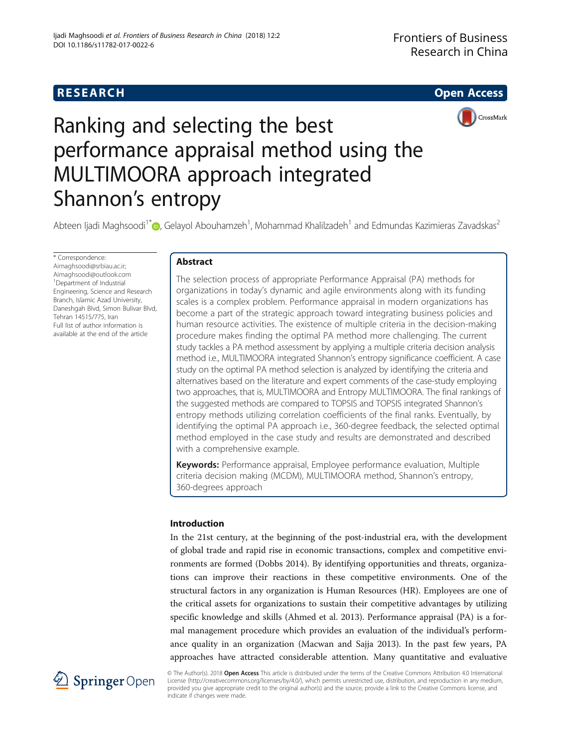RESEARCH

Open Access

# Ranking and selecting the best performance appraisal method using the MULTIMOORA approach integrated Shannon's entropy

Abteen Ijadi Maghsoodi[1*], Gelayol Abouhamzeh[1], Mohammad Khalilzadeh[1] and Edmundas Kazimieras Zavadskas[2]

\* Correspondence: Aimaghsoodi@srbiau.ac.ir; Aimaghsoodi@outlook.com
[1]Department of Industrial Engineering, Science and Research Branch, Islamic Azad University, Daneshgah Blvd, Simon Bulivar Blvd, Tehran 14515/775, Iran
Full list of author information is available at the end of the article

## Abstract

The selection process of appropriate Performance Appraisal (PA) methods for organizations in today's dynamic and agile environments along with its funding scales is a complex problem. Performance appraisal in modern organizations has become a part of the strategic approach toward integrating business policies and human resource activities. The existence of multiple criteria in the decision-making procedure makes finding the optimal PA method more challenging. The current study tackles a PA method assessment by applying a multiple criteria decision analysis method i.e., MULTIMOORA integrated Shannon's entropy significance coefficient. A case study on the optimal PA method selection is analyzed by identifying the criteria and alternatives based on the literature and expert comments of the case-study employing two approaches, that is, MULTIMOORA and Entropy MULTIMOORA. The final rankings of the suggested methods are compared to TOPSIS and TOPSIS integrated Shannon's entropy methods utilizing correlation coefficients of the final ranks. Eventually, by identifying the optimal PA approach i.e., 360-degree feedback, the selected optimal method employed in the case study and results are demonstrated and described with a comprehensive example.

**Keywords:** Performance appraisal, Employee performance evaluation, Multiple criteria decision making (MCDM), MULTIMOORA method, Shannon's entropy, 360-degrees approach

## Introduction

In the 21st century, at the beginning of the post-industrial era, with the development of global trade and rapid rise in economic transactions, complex and competitive environments are formed (Dobbs 2014). By identifying opportunities and threats, organizations can improve their reactions in these competitive environments. One of the structural factors in any organization is Human Resources (HR). Employees are one of the critical assets for organizations to sustain their competitive advantages by utilizing specific knowledge and skills (Ahmed et al. 2013). Performance appraisal (PA) is a formal management procedure which provides an evaluation of the individual's performance quality in an organization (Macwan and Sajja 2013). In the past few years, PA approaches have attracted considerable attention. Many quantitative and evaluative

© The Author(s). 2018 **Open Access** This article is distributed under the terms of the Creative Commons Attribution 4.0 International License (http://creativecommons.org/licenses/by/4.0/), which permits unrestricted use, distribution, and reproduction in any medium, provided you give appropriate credit to the original author(s) and the source, provide a link to the Creative Commons license, and indicate if changes were made.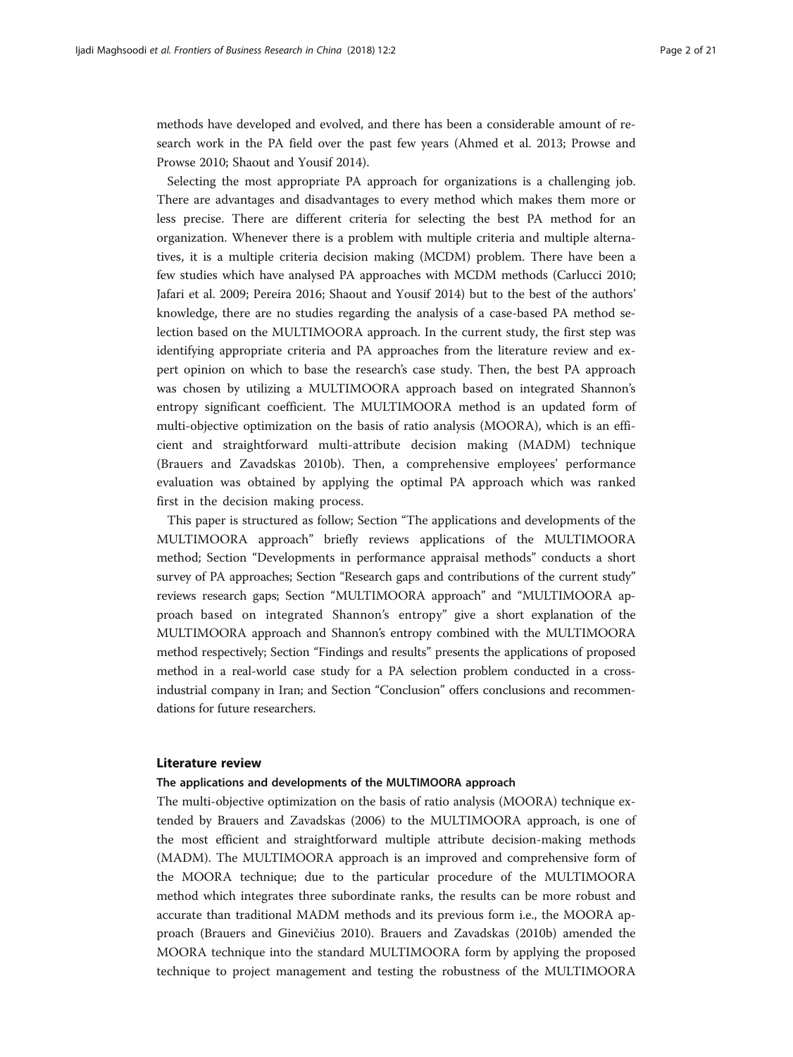methods have developed and evolved, and there has been a considerable amount of research work in the PA field over the past few years (Ahmed et al. 2013; Prowse and Prowse 2010; Shaout and Yousif 2014).

Selecting the most appropriate PA approach for organizations is a challenging job. There are advantages and disadvantages to every method which makes them more or less precise. There are different criteria for selecting the best PA method for an organization. Whenever there is a problem with multiple criteria and multiple alternatives, it is a multiple criteria decision making (MCDM) problem. There have been a few studies which have analysed PA approaches with MCDM methods (Carlucci 2010; Jafari et al. 2009; Pereira 2016; Shaout and Yousif 2014) but to the best of the authors' knowledge, there are no studies regarding the analysis of a case-based PA method selection based on the MULTIMOORA approach. In the current study, the first step was identifying appropriate criteria and PA approaches from the literature review and expert opinion on which to base the research's case study. Then, the best PA approach was chosen by utilizing a MULTIMOORA approach based on integrated Shannon's entropy significant coefficient. The MULTIMOORA method is an updated form of multi-objective optimization on the basis of ratio analysis (MOORA), which is an efficient and straightforward multi-attribute decision making (MADM) technique (Brauers and Zavadskas 2010b). Then, a comprehensive employees' performance evaluation was obtained by applying the optimal PA approach which was ranked first in the decision making process.

This paper is structured as follow; Section "The applications and developments of the MULTIMOORA approach" briefly reviews applications of the MULTIMOORA method; Section "Developments in performance appraisal methods" conducts a short survey of PA approaches; Section "Research gaps and contributions of the current study" reviews research gaps; Section "MULTIMOORA approach" and "MULTIMOORA approach based on integrated Shannon's entropy" give a short explanation of the MULTIMOORA approach and Shannon's entropy combined with the MULTIMOORA method respectively; Section "Findings and results" presents the applications of proposed method in a real-world case study for a PA selection problem conducted in a cross-industrial company in Iran; and Section "Conclusion" offers conclusions and recommendations for future researchers.

## Literature review

### The applications and developments of the MULTIMOORA approach

The multi-objective optimization on the basis of ratio analysis (MOORA) technique extended by Brauers and Zavadskas (2006) to the MULTIMOORA approach, is one of the most efficient and straightforward multiple attribute decision-making methods (MADM). The MULTIMOORA approach is an improved and comprehensive form of the MOORA technique; due to the particular procedure of the MULTIMOORA method which integrates three subordinate ranks, the results can be more robust and accurate than traditional MADM methods and its previous form i.e., the MOORA approach (Brauers and Ginevičius 2010). Brauers and Zavadskas (2010b) amended the MOORA technique into the standard MULTIMOORA form by applying the proposed technique to project management and testing the robustness of the MULTIMOORA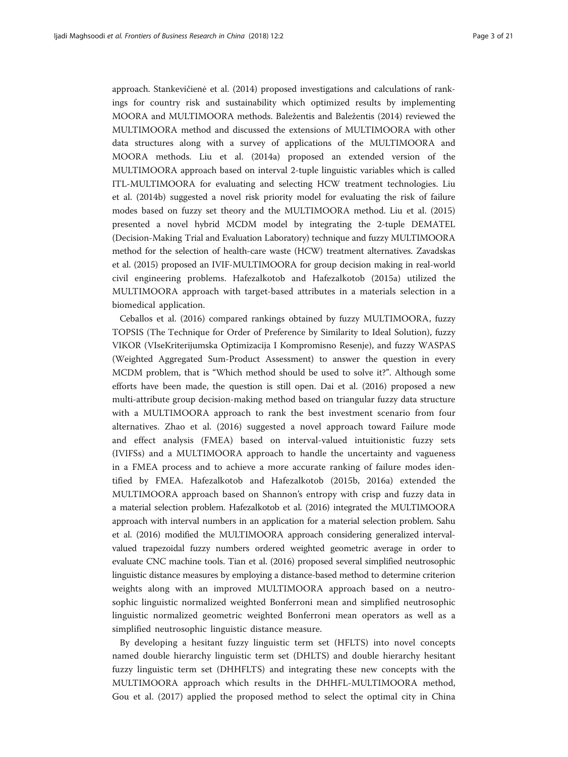approach. Stankevičienė et al. (2014) proposed investigations and calculations of rankings for country risk and sustainability which optimized results by implementing MOORA and MULTIMOORA methods. Baležentis and Baležentis (2014) reviewed the MULTIMOORA method and discussed the extensions of MULTIMOORA with other data structures along with a survey of applications of the MULTIMOORA and MOORA methods. Liu et al. (2014a) proposed an extended version of the MULTIMOORA approach based on interval 2-tuple linguistic variables which is called ITL-MULTIMOORA for evaluating and selecting HCW treatment technologies. Liu et al. (2014b) suggested a novel risk priority model for evaluating the risk of failure modes based on fuzzy set theory and the MULTIMOORA method. Liu et al. (2015) presented a novel hybrid MCDM model by integrating the 2-tuple DEMATEL (Decision-Making Trial and Evaluation Laboratory) technique and fuzzy MULTIMOORA method for the selection of health-care waste (HCW) treatment alternatives. Zavadskas et al. (2015) proposed an IVIF-MULTIMOORA for group decision making in real-world civil engineering problems. Hafezalkotob and Hafezalkotob (2015a) utilized the MULTIMOORA approach with target-based attributes in a materials selection in a biomedical application.

Ceballos et al. (2016) compared rankings obtained by fuzzy MULTIMOORA, fuzzy TOPSIS (The Technique for Order of Preference by Similarity to Ideal Solution), fuzzy VIKOR (VIseKriterijumska Optimizacija I Kompromisno Resenje), and fuzzy WASPAS (Weighted Aggregated Sum-Product Assessment) to answer the question in every MCDM problem, that is "Which method should be used to solve it?". Although some efforts have been made, the question is still open. Dai et al. (2016) proposed a new multi-attribute group decision-making method based on triangular fuzzy data structure with a MULTIMOORA approach to rank the best investment scenario from four alternatives. Zhao et al. (2016) suggested a novel approach toward Failure mode and effect analysis (FMEA) based on interval-valued intuitionistic fuzzy sets (IVIFSs) and a MULTIMOORA approach to handle the uncertainty and vagueness in a FMEA process and to achieve a more accurate ranking of failure modes identified by FMEA. Hafezalkotob and Hafezalkotob (2015b, 2016a) extended the MULTIMOORA approach based on Shannon's entropy with crisp and fuzzy data in a material selection problem. Hafezalkotob et al. (2016) integrated the MULTIMOORA approach with interval numbers in an application for a material selection problem. Sahu et al. (2016) modified the MULTIMOORA approach considering generalized interval-valued trapezoidal fuzzy numbers ordered weighted geometric average in order to evaluate CNC machine tools. Tian et al. (2016) proposed several simplified neutrosophic linguistic distance measures by employing a distance-based method to determine criterion weights along with an improved MULTIMOORA approach based on a neutrosophic linguistic normalized weighted Bonferroni mean and simplified neutrosophic linguistic normalized geometric weighted Bonferroni mean operators as well as a simplified neutrosophic linguistic distance measure.

By developing a hesitant fuzzy linguistic term set (HFLTS) into novel concepts named double hierarchy linguistic term set (DHLTS) and double hierarchy hesitant fuzzy linguistic term set (DHHFLTS) and integrating these new concepts with the MULTIMOORA approach which results in the DHHFL-MULTIMOORA method, Gou et al. (2017) applied the proposed method to select the optimal city in China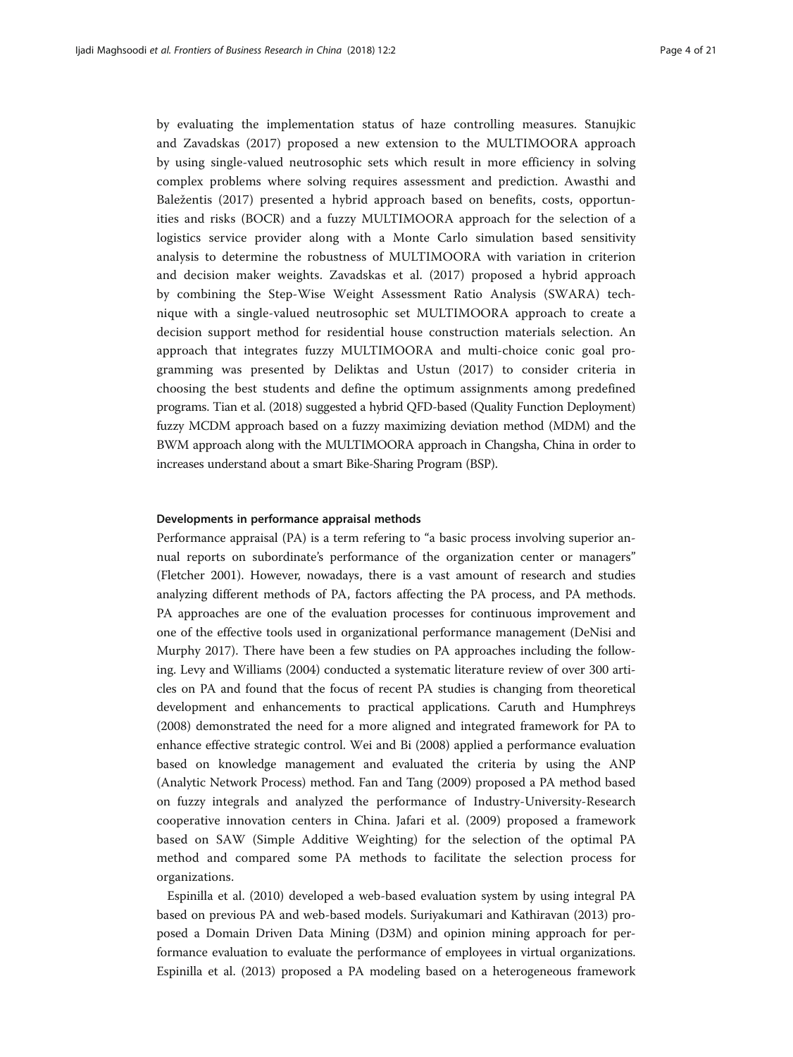by evaluating the implementation status of haze controlling measures. Stanujkic and Zavadskas (2017) proposed a new extension to the MULTIMOORA approach by using single-valued neutrosophic sets which result in more efficiency in solving complex problems where solving requires assessment and prediction. Awasthi and Baležentis (2017) presented a hybrid approach based on benefits, costs, opportunities and risks (BOCR) and a fuzzy MULTIMOORA approach for the selection of a logistics service provider along with a Monte Carlo simulation based sensitivity analysis to determine the robustness of MULTIMOORA with variation in criterion and decision maker weights. Zavadskas et al. (2017) proposed a hybrid approach by combining the Step-Wise Weight Assessment Ratio Analysis (SWARA) technique with a single-valued neutrosophic set MULTIMOORA approach to create a decision support method for residential house construction materials selection. An approach that integrates fuzzy MULTIMOORA and multi-choice conic goal programming was presented by Deliktas and Ustun (2017) to consider criteria in choosing the best students and define the optimum assignments among predefined programs. Tian et al. (2018) suggested a hybrid QFD-based (Quality Function Deployment) fuzzy MCDM approach based on a fuzzy maximizing deviation method (MDM) and the BWM approach along with the MULTIMOORA approach in Changsha, China in order to increases understand about a smart Bike-Sharing Program (BSP).

#### Developments in performance appraisal methods

Performance appraisal (PA) is a term refering to "a basic process involving superior annual reports on subordinate's performance of the organization center or managers" (Fletcher 2001). However, nowadays, there is a vast amount of research and studies analyzing different methods of PA, factors affecting the PA process, and PA methods. PA approaches are one of the evaluation processes for continuous improvement and one of the effective tools used in organizational performance management (DeNisi and Murphy 2017). There have been a few studies on PA approaches including the following. Levy and Williams (2004) conducted a systematic literature review of over 300 articles on PA and found that the focus of recent PA studies is changing from theoretical development and enhancements to practical applications. Caruth and Humphreys (2008) demonstrated the need for a more aligned and integrated framework for PA to enhance effective strategic control. Wei and Bi (2008) applied a performance evaluation based on knowledge management and evaluated the criteria by using the ANP (Analytic Network Process) method. Fan and Tang (2009) proposed a PA method based on fuzzy integrals and analyzed the performance of Industry-University-Research cooperative innovation centers in China. Jafari et al. (2009) proposed a framework based on SAW (Simple Additive Weighting) for the selection of the optimal PA method and compared some PA methods to facilitate the selection process for organizations.

Espinilla et al. (2010) developed a web-based evaluation system by using integral PA based on previous PA and web-based models. Suriyakumari and Kathiravan (2013) proposed a Domain Driven Data Mining (D3M) and opinion mining approach for performance evaluation to evaluate the performance of employees in virtual organizations. Espinilla et al. (2013) proposed a PA modeling based on a heterogeneous framework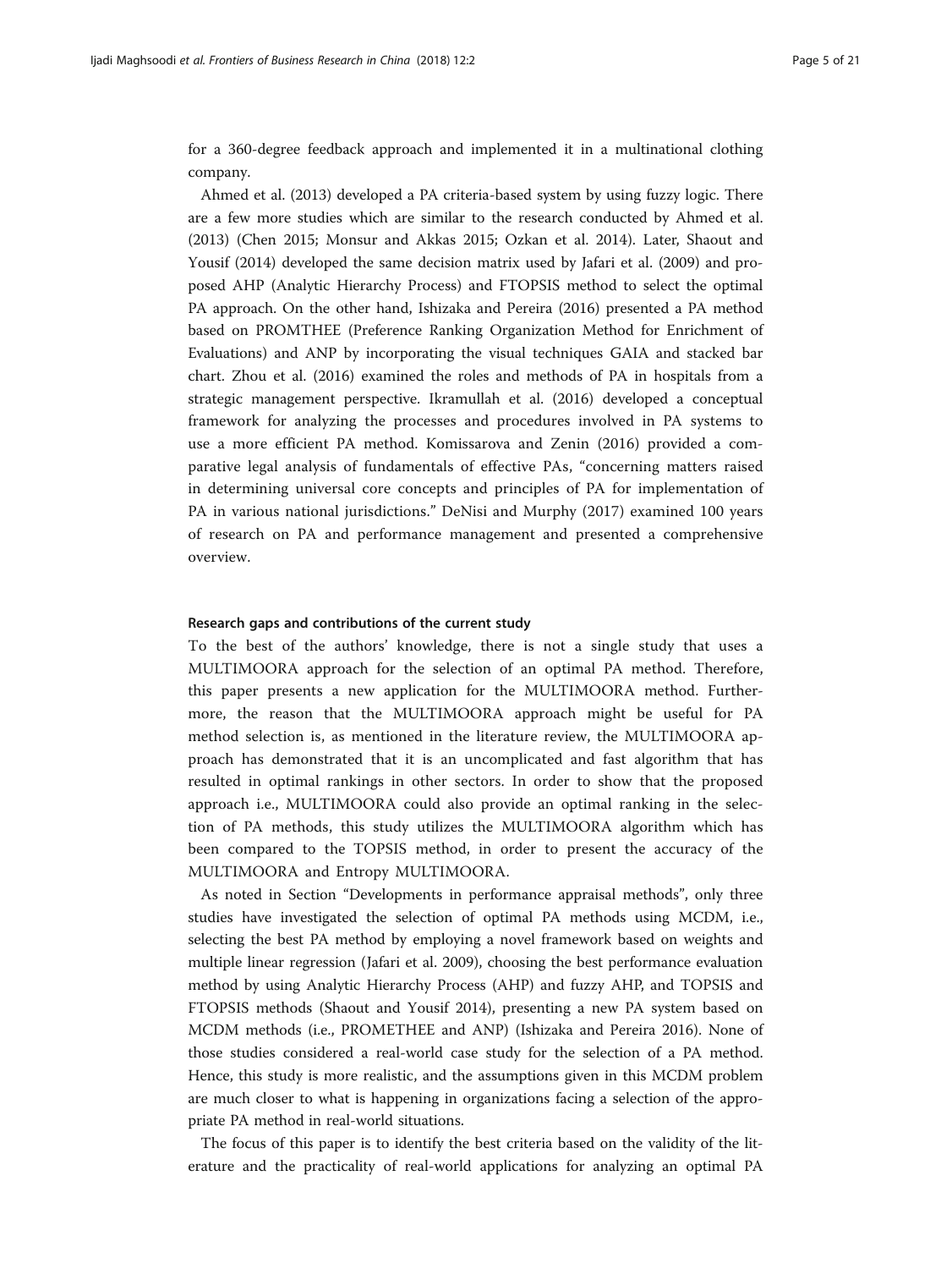for a 360-degree feedback approach and implemented it in a multinational clothing company.

Ahmed et al. (2013) developed a PA criteria-based system by using fuzzy logic. There are a few more studies which are similar to the research conducted by Ahmed et al. (2013) (Chen 2015; Monsur and Akkas 2015; Ozkan et al. 2014). Later, Shaout and Yousif (2014) developed the same decision matrix used by Jafari et al. (2009) and proposed AHP (Analytic Hierarchy Process) and FTOPSIS method to select the optimal PA approach. On the other hand, Ishizaka and Pereira (2016) presented a PA method based on PROMTHEE (Preference Ranking Organization Method for Enrichment of Evaluations) and ANP by incorporating the visual techniques GAIA and stacked bar chart. Zhou et al. (2016) examined the roles and methods of PA in hospitals from a strategic management perspective. Ikramullah et al. (2016) developed a conceptual framework for analyzing the processes and procedures involved in PA systems to use a more efficient PA method. Komissarova and Zenin (2016) provided a comparative legal analysis of fundamentals of effective PAs, "concerning matters raised in determining universal core concepts and principles of PA for implementation of PA in various national jurisdictions." DeNisi and Murphy (2017) examined 100 years of research on PA and performance management and presented a comprehensive overview.

#### Research gaps and contributions of the current study

To the best of the authors' knowledge, there is not a single study that uses a MULTIMOORA approach for the selection of an optimal PA method. Therefore, this paper presents a new application for the MULTIMOORA method. Furthermore, the reason that the MULTIMOORA approach might be useful for PA method selection is, as mentioned in the literature review, the MULTIMOORA approach has demonstrated that it is an uncomplicated and fast algorithm that has resulted in optimal rankings in other sectors. In order to show that the proposed approach i.e., MULTIMOORA could also provide an optimal ranking in the selection of PA methods, this study utilizes the MULTIMOORA algorithm which has been compared to the TOPSIS method, in order to present the accuracy of the MULTIMOORA and Entropy MULTIMOORA.

As noted in Section "Developments in performance appraisal methods", only three studies have investigated the selection of optimal PA methods using MCDM, i.e., selecting the best PA method by employing a novel framework based on weights and multiple linear regression (Jafari et al. 2009), choosing the best performance evaluation method by using Analytic Hierarchy Process (AHP) and fuzzy AHP, and TOPSIS and FTOPSIS methods (Shaout and Yousif 2014), presenting a new PA system based on MCDM methods (i.e., PROMETHEE and ANP) (Ishizaka and Pereira 2016). None of those studies considered a real-world case study for the selection of a PA method. Hence, this study is more realistic, and the assumptions given in this MCDM problem are much closer to what is happening in organizations facing a selection of the appropriate PA method in real-world situations.

The focus of this paper is to identify the best criteria based on the validity of the literature and the practicality of real-world applications for analyzing an optimal PA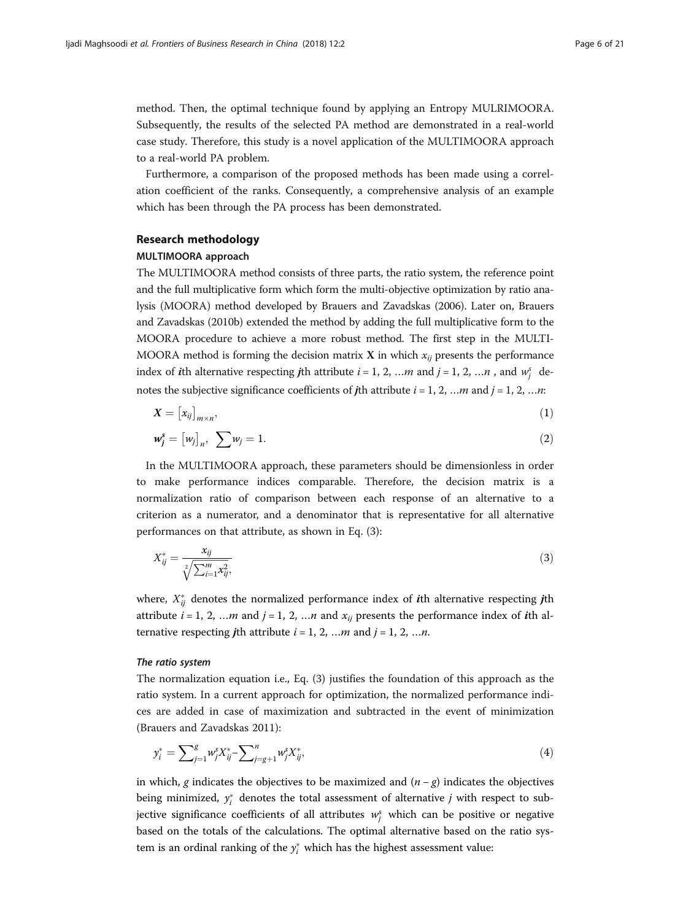method. Then, the optimal technique found by applying an Entropy MULRIMOORA. Subsequently, the results of the selected PA method are demonstrated in a real-world case study. Therefore, this study is a novel application of the MULTIMOORA approach to a real-world PA problem.

Furthermore, a comparison of the proposed methods has been made using a correlation coefficient of the ranks. Consequently, a comprehensive analysis of an example which has been through the PA process has been demonstrated.

## Research methodology

### MULTIMOORA approach

The MULTIMOORA method consists of three parts, the ratio system, the reference point and the full multiplicative form which form the multi-objective optimization by ratio analysis (MOORA) method developed by Brauers and Zavadskas (2006). Later on, Brauers and Zavadskas (2010b) extended the method by adding the full multiplicative form to the MOORA procedure to achieve a more robust method. The first step in the MULTIMOORA method is forming the decision matrix $\mathbf{X}$ in which $x_{ij}$ presents the performance index of $\boldsymbol{i}$th alternative respecting $\boldsymbol{j}$th attribute $i = 1, 2, \ldots m$ and $j = 1, 2, \ldots n$ , and $w_j^s$ denotes the subjective significance coefficients of $\boldsymbol{j}$th attribute $i = 1, 2, \ldots m$ and $j = 1, 2, \ldots n$:

$$\boldsymbol{X} = \left[x_{ij}\right]_{m\times n}, \tag{1}$$

$$\boldsymbol{w_j^s} = \left[w_j\right]_n, \ \sum w_j = 1. \tag{2}$$

In the MULTIMOORA approach, these parameters should be dimensionless in order to make performance indices comparable. Therefore, the decision matrix is a normalization ratio of comparison between each response of an alternative to a criterion as a numerator, and a denominator that is representative for all alternative performances on that attribute, as shown in Eq. (3):

$$X_{ij}^* = \frac{x_{ij}}{\sqrt[2]{\sum_{i=1}^{m} x_{ij}^2},} \tag{3}$$

where, $X_{ij}^*$ denotes the normalized performance index of $\boldsymbol{i}$th alternative respecting $\boldsymbol{j}$th attribute $i = 1, 2, \ldots m$ and $j = 1, 2, \ldots n$ and $x_{ij}$ presents the performance index of $\boldsymbol{i}$th alternative respecting $\boldsymbol{j}$th attribute $i = 1, 2, \ldots m$ and $j = 1, 2, \ldots n$.

#### *The ratio system*

The normalization equation i.e., Eq. (3) justifies the foundation of this approach as the ratio system. In a current approach for optimization, the normalized performance indices are added in case of maximization and subtracted in the event of minimization (Brauers and Zavadskas 2011):

$$y_i^* = \sum_{j=1}^{g} w_j^s X_{ij}^* - \sum_{j=g+1}^{n} w_j^s X_{ij}^*, \tag{4}$$

in which, $g$ indicates the objectives to be maximized and $(n - g)$ indicates the objectives being minimized, $y_i^*$ denotes the total assessment of alternative $j$ with respect to subjective significance coefficients of all attributes $w_j^s$ which can be positive or negative based on the totals of the calculations. The optimal alternative based on the ratio system is an ordinal ranking of the $y_i^*$ which has the highest assessment value: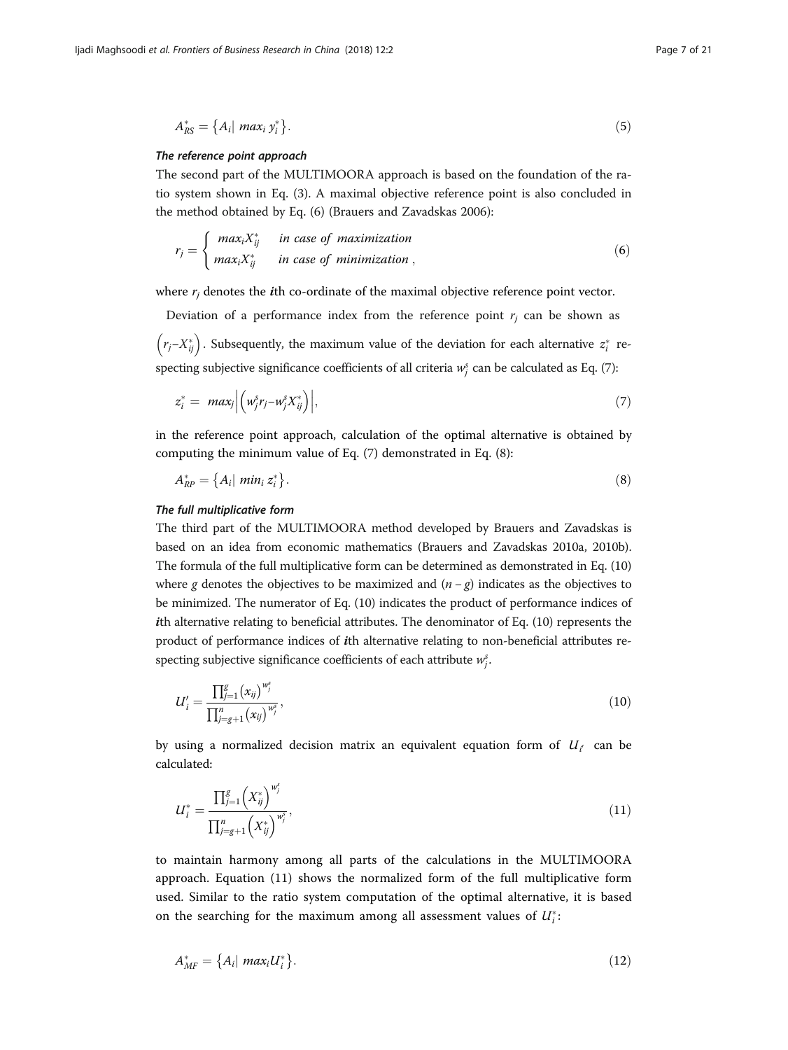$$A_{RS}^{*} = \left\{ A_i | \ max_i \ y_i^{*} \right\}. \tag{5}$$

#### *The reference point approach*

The second part of the MULTIMOORA approach is based on the foundation of the ratio system shown in Eq. (3). A maximal objective reference point is also concluded in the method obtained by Eq. (6) (Brauers and Zavadskas 2006):

$$r_j = \begin{cases} max_i X_{ij}^{*} & \textit{in case of maximization} \\ max_i X_{ij}^{*} & \textit{in case of minimization} \end{cases}, \tag{6}$$

where $r_j$ denotes the ***i***th co-ordinate of the maximal objective reference point vector.

Deviation of a performance index from the reference point $r_j$ can be shown as $\left(r_j - X_{ij}^{*}\right)$. Subsequently, the maximum value of the deviation for each alternative $z_i^{*}$ respecting subjective significance coefficients of all criteria $w_j^{s}$ can be calculated as Eq. (7):

$$z_i^{*} = \ max_j \left| \left( w_j^{s} r_j - w_j^{s} X_{ij}^{*} \right) \right|, \tag{7}$$

in the reference point approach, calculation of the optimal alternative is obtained by computing the minimum value of Eq. (7) demonstrated in Eq. (8):

$$A_{RP}^{*} = \left\{ A_i | \ min_i \ z_i^{*} \right\}. \tag{8}$$

#### *The full multiplicative form*

The third part of the MULTIMOORA method developed by Brauers and Zavadskas is based on an idea from economic mathematics (Brauers and Zavadskas 2010a, 2010b). The formula of the full multiplicative form can be determined as demonstrated in Eq. (10) where $g$ denotes the objectives to be maximized and $(n - g)$ indicates as the objectives to be minimized. The numerator of Eq. (10) indicates the product of performance indices of ***i***th alternative relating to beneficial attributes. The denominator of Eq. (10) represents the product of performance indices of ***i***th alternative relating to non-beneficial attributes respecting subjective significance coefficients of each attribute $w_j^{s}$.

$$U_i' = \frac{\prod_{j=1}^{g} \left(x_{ij}\right)^{w_j^{s}}}{\prod_{j=g+1}^{n} \left(x_{ij}\right)^{w_j^{s}}}, \tag{10}$$

by using a normalized decision matrix an equivalent equation form of $U_{i'}$ can be calculated:

$$U_i^{*} = \frac{\prod_{j=1}^{g} \left(X_{ij}^{*}\right)^{w_j^{s}}}{\prod_{j=g+1}^{n} \left(X_{ij}^{*}\right)^{w_j^{s}}}, \tag{11}$$

to maintain harmony among all parts of the calculations in the MULTIMOORA approach. Equation (11) shows the normalized form of the full multiplicative form used. Similar to the ratio system computation of the optimal alternative, it is based on the searching for the maximum among all assessment values of $U_i^{*}$:

$$A_{MF}^{*} = \left\{ A_i | \ max_i U_i^{*} \right\}. \tag{12}$$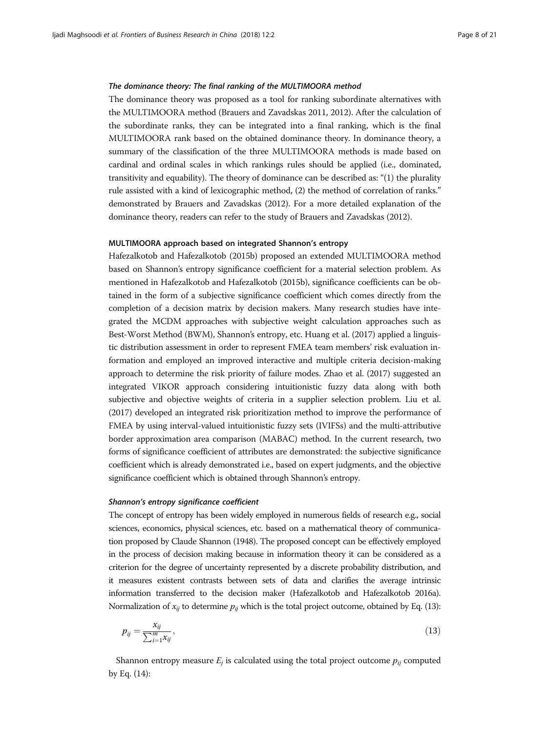#### *The dominance theory: The final ranking of the MULTIMOORA method*

The dominance theory was proposed as a tool for ranking subordinate alternatives with the MULTIMOORA method (Brauers and Zavadskas 2011, 2012). After the calculation of the subordinate ranks, they can be integrated into a final ranking, which is the final MULTIMOORA rank based on the obtained dominance theory. In dominance theory, a summary of the classification of the three MULTIMOORA methods is made based on cardinal and ordinal scales in which rankings rules should be applied (i.e., dominated, transitivity and equability). The theory of dominance can be described as: "(1) the plurality rule assisted with a kind of lexicographic method, (2) the method of correlation of ranks." demonstrated by Brauers and Zavadskas (2012). For a more detailed explanation of the dominance theory, readers can refer to the study of Brauers and Zavadskas (2012).

### MULTIMOORA approach based on integrated Shannon's entropy

Hafezalkotob and Hafezalkotob (2015b) proposed an extended MULTIMOORA method based on Shannon's entropy significance coefficient for a material selection problem. As mentioned in Hafezalkotob and Hafezalkotob (2015b), significance coefficients can be obtained in the form of a subjective significance coefficient which comes directly from the completion of a decision matrix by decision makers. Many research studies have integrated the MCDM approaches with subjective weight calculation approaches such as Best-Worst Method (BWM), Shannon's entropy, etc. Huang et al. (2017) applied a linguistic distribution assessment in order to represent FMEA team members' risk evaluation information and employed an improved interactive and multiple criteria decision-making approach to determine the risk priority of failure modes. Zhao et al. (2017) suggested an integrated VIKOR approach considering intuitionistic fuzzy data along with both subjective and objective weights of criteria in a supplier selection problem. Liu et al. (2017) developed an integrated risk prioritization method to improve the performance of FMEA by using interval-valued intuitionistic fuzzy sets (IVIFSs) and the multi-attributive border approximation area comparison (MABAC) method. In the current research, two forms of significance coefficient of attributes are demonstrated: the subjective significance coefficient which is already demonstrated i.e., based on expert judgments, and the objective significance coefficient which is obtained through Shannon's entropy.

#### *Shannon's entropy significance coefficient*

The concept of entropy has been widely employed in numerous fields of research e.g., social sciences, economics, physical sciences, etc. based on a mathematical theory of communication proposed by Claude Shannon (1948). The proposed concept can be effectively employed in the process of decision making because in information theory it can be considered as a criterion for the degree of uncertainty represented by a discrete probability distribution, and it measures existent contrasts between sets of data and clarifies the average intrinsic information transferred to the decision maker (Hafezalkotob and Hafezalkotob 2016a). Normalization of $x_{ij}$ to determine $p_{ij}$ which is the total project outcome, obtained by Eq. (13):

$$p_{ij} = \frac{x_{ij}}{\sum_{i=1}^{m} x_{ij}}, \tag{13}$$

Shannon entropy measure $E_j$ is calculated using the total project outcome $p_{ij}$ computed by Eq. (14):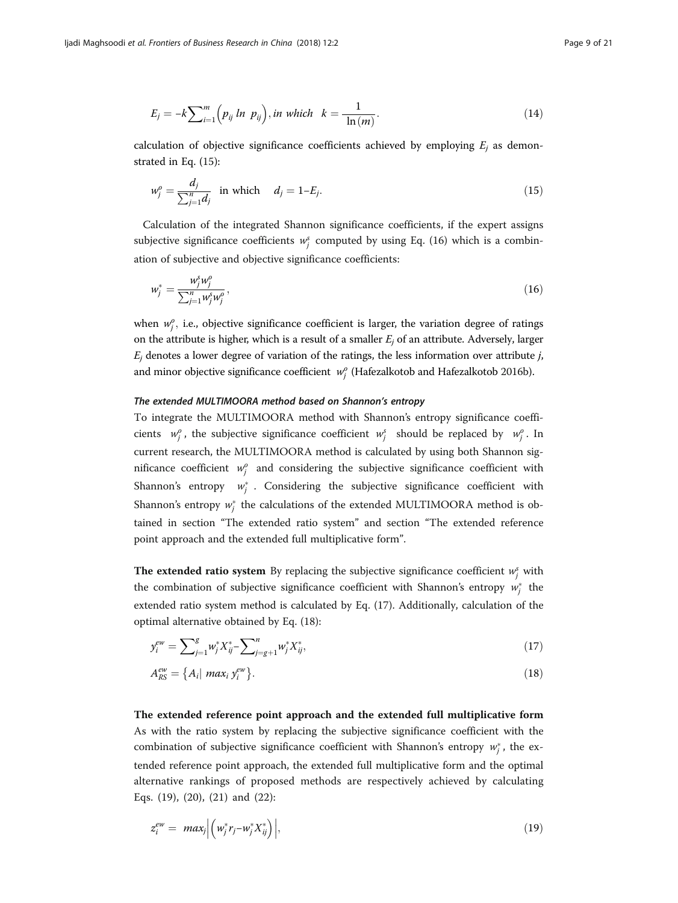$$E_j = -k\sum_{i=1}^{m}\left(p_{ij}\ ln\ p_{ij}\right), in\ which\quad k = \frac{1}{\ln(m)}. \tag{14}$$

calculation of objective significance coefficients achieved by employing $E_j$ as demonstrated in Eq. (15):

$$w_j^o = \frac{d_j}{\sum_{j=1}^{n} d_j}\quad \text{in which}\quad d_j = 1 - E_j. \tag{15}$$

Calculation of the integrated Shannon significance coefficients, if the expert assigns subjective significance coefficients $w_j^s$ computed by using Eq. (16) which is a combination of subjective and objective significance coefficients:

$$w_j^* = \frac{w_j^s w_j^o}{\sum_{j=1}^{n} w_j^s w_j^o}, \tag{16}$$

when $w_j^o$, i.e., objective significance coefficient is larger, the variation degree of ratings on the attribute is higher, which is a result of a smaller $E_j$ of an attribute. Adversely, larger $E_j$ denotes a lower degree of variation of the ratings, the less information over attribute $j$, and minor objective significance coefficient $w_j^o$ (Hafezalkotob and Hafezalkotob 2016b).

#### *The extended MULTIMOORA method based on Shannon's entropy*

To integrate the MULTIMOORA method with Shannon's entropy significance coefficients $w_j^o$, the subjective significance coefficient $w_j^s$ should be replaced by $w_j^o$. In current research, the MULTIMOORA method is calculated by using both Shannon significance coefficient $w_j^o$ and considering the subjective significance coefficient with Shannon's entropy $w_j^*$. Considering the subjective significance coefficient with Shannon's entropy $w_j^*$ the calculations of the extended MULTIMOORA method is obtained in section "The extended ratio system" and section "The extended reference point approach and the extended full multiplicative form".

**The extended ratio system** By replacing the subjective significance coefficient $w_j^s$ with the combination of subjective significance coefficient with Shannon's entropy $w_j^*$ the extended ratio system method is calculated by Eq. (17). Additionally, calculation of the optimal alternative obtained by Eq. (18):

$$y_i^{ew} = \sum_{j=1}^{g} w_j^* X_{ij}^* - \sum_{j=g+1}^{n} w_j^* X_{ij}^*, \tag{17}$$

$$A_{RS}^{ew} = \left\{A_i \middle|\ max_i\ y_i^{ew}\right\}. \tag{18}$$

**The extended reference point approach and the extended full multiplicative form** As with the ratio system by replacing the subjective significance coefficient with the combination of subjective significance coefficient with Shannon's entropy $w_j^*$, the extended reference point approach, the extended full multiplicative form and the optimal alternative rankings of proposed methods are respectively achieved by calculating Eqs. (19), (20), (21) and (22):

$$z_i^{ew} = max_j\left|\left(w_j^* r_j - w_j^* X_{ij}^*\right)\right|, \tag{19}$$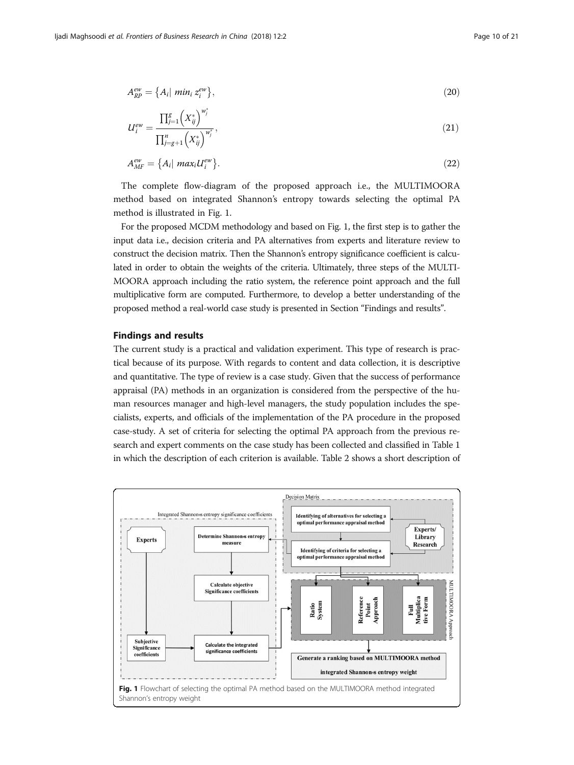$$A_{RP}^{ew} = \{A_i | \min_i z_i^{ew}\}, \tag{20}$$

$$U_i^{ew} = \frac{\prod_{j=1}^{g} \left(X_{ij}^*\right)^{w_j^*}}{\prod_{j=g+1}^{n} \left(X_{ij}^*\right)^{w_j^*}}, \tag{21}$$

$$A_{MF}^{ew} = \{A_i | \max_i U_i^{ew}\}. \tag{22}$$

The complete flow-diagram of the proposed approach i.e., the MULTIMOORA method based on integrated Shannon's entropy towards selecting the optimal PA method is illustrated in Fig. 1.

For the proposed MCDM methodology and based on Fig. 1, the first step is to gather the input data i.e., decision criteria and PA alternatives from experts and literature review to construct the decision matrix. Then the Shannon's entropy significance coefficient is calculated in order to obtain the weights of the criteria. Ultimately, three steps of the MULTIMOORA approach including the ratio system, the reference point approach and the full multiplicative form are computed. Furthermore, to develop a better understanding of the proposed method a real-world case study is presented in Section "Findings and results".

## Findings and results

The current study is a practical and validation experiment. This type of research is practical because of its purpose. With regards to content and data collection, it is descriptive and quantitative. The type of review is a case study. Given that the success of performance appraisal (PA) methods in an organization is considered from the perspective of the human resources manager and high-level managers, the study population includes the specialists, experts, and officials of the implementation of the PA procedure in the proposed case-study. A set of criteria for selecting the optimal PA approach from the previous research and expert comments on the case study has been collected and classified in Table 1 in which the description of each criterion is available. Table 2 shows a short description of

**Fig. 1** Flowchart of selecting the optimal PA method based on the MULTIMOORA method integrated Shannon's entropy weight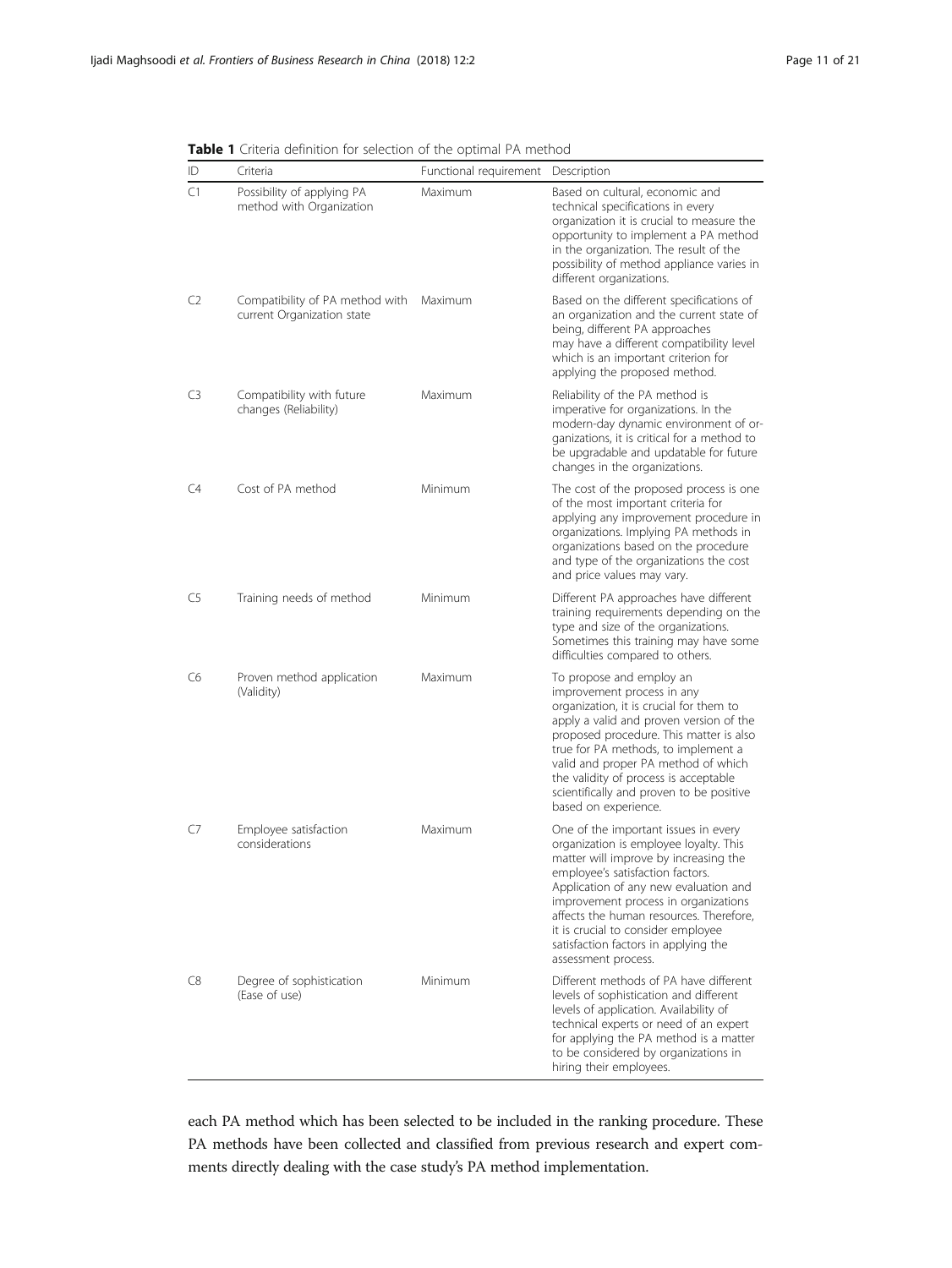**Table 1** Criteria definition for selection of the optimal PA method

| ID | Criteria | Functional requirement | Description |
|---|---|---|---|
| C1 | Possibility of applying PA method with Organization | Maximum | Based on cultural, economic and technical specifications in every organization it is crucial to measure the opportunity to implement a PA method in the organization. The result of the possibility of method appliance varies in different organizations. |
| C2 | Compatibility of PA method with current Organization state | Maximum | Based on the different specifications of an organization and the current state of being, different PA approaches may have a different compatibility level which is an important criterion for applying the proposed method. |
| C3 | Compatibility with future changes (Reliability) | Maximum | Reliability of the PA method is imperative for organizations. In the modern-day dynamic environment of organizations, it is critical for a method to be upgradable and updatable for future changes in the organizations. |
| C4 | Cost of PA method | Minimum | The cost of the proposed process is one of the most important criteria for applying any improvement procedure in organizations. Implying PA methods in organizations based on the procedure and type of the organizations the cost and price values may vary. |
| C5 | Training needs of method | Minimum | Different PA approaches have different training requirements depending on the type and size of the organizations. Sometimes this training may have some difficulties compared to others. |
| C6 | Proven method application (Validity) | Maximum | To propose and employ an improvement process in any organization, it is crucial for them to apply a valid and proven version of the proposed procedure. This matter is also true for PA methods, to implement a valid and proper PA method of which the validity of process is acceptable scientifically and proven to be positive based on experience. |
| C7 | Employee satisfaction considerations | Maximum | One of the important issues in every organization is employee loyalty. This matter will improve by increasing the employee's satisfaction factors. Application of any new evaluation and improvement process in organizations affects the human resources. Therefore, it is crucial to consider employee satisfaction factors in applying the assessment process. |
| C8 | Degree of sophistication (Ease of use) | Minimum | Different methods of PA have different levels of sophistication and different levels of application. Availability of technical experts or need of an expert for applying the PA method is a matter to be considered by organizations in hiring their employees. |

each PA method which has been selected to be included in the ranking procedure. These PA methods have been collected and classified from previous research and expert comments directly dealing with the case study's PA method implementation.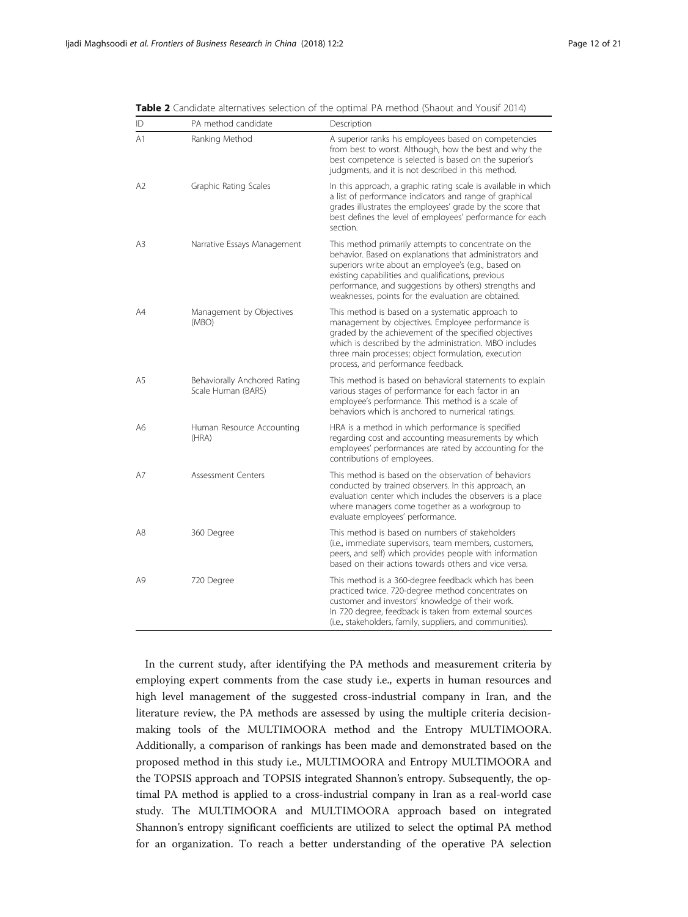**Table 2** Candidate alternatives selection of the optimal PA method (Shaout and Yousif 2014)

| ID | PA method candidate | Description |
| --- | --- | --- |
| A1 | Ranking Method | A superior ranks his employees based on competencies from best to worst. Although, how the best and why the best competence is selected is based on the superior's judgments, and it is not described in this method. |
| A2 | Graphic Rating Scales | In this approach, a graphic rating scale is available in which a list of performance indicators and range of graphical grades illustrates the employees' grade by the score that best defines the level of employees' performance for each section. |
| A3 | Narrative Essays Management | This method primarily attempts to concentrate on the behavior. Based on explanations that administrators and superiors write about an employee's (e.g., based on existing capabilities and qualifications, previous performance, and suggestions by others) strengths and weaknesses, points for the evaluation are obtained. |
| A4 | Management by Objectives (MBO) | This method is based on a systematic approach to management by objectives. Employee performance is graded by the achievement of the specified objectives which is described by the administration. MBO includes three main processes; object formulation, execution process, and performance feedback. |
| A5 | Behaviorally Anchored Rating Scale Human (BARS) | This method is based on behavioral statements to explain various stages of performance for each factor in an employee's performance. This method is a scale of behaviors which is anchored to numerical ratings. |
| A6 | Human Resource Accounting (HRA) | HRA is a method in which performance is specified regarding cost and accounting measurements by which employees' performances are rated by accounting for the contributions of employees. |
| A7 | Assessment Centers | This method is based on the observation of behaviors conducted by trained observers. In this approach, an evaluation center which includes the observers is a place where managers come together as a workgroup to evaluate employees' performance. |
| A8 | 360 Degree | This method is based on numbers of stakeholders (i.e., immediate supervisors, team members, customers, peers, and self) which provides people with information based on their actions towards others and vice versa. |
| A9 | 720 Degree | This method is a 360-degree feedback which has been practiced twice. 720-degree method concentrates on customer and investors' knowledge of their work. In 720 degree, feedback is taken from external sources (i.e., stakeholders, family, suppliers, and communities). |

In the current study, after identifying the PA methods and measurement criteria by employing expert comments from the case study i.e., experts in human resources and high level management of the suggested cross-industrial company in Iran, and the literature review, the PA methods are assessed by using the multiple criteria decision-making tools of the MULTIMOORA method and the Entropy MULTIMOORA. Additionally, a comparison of rankings has been made and demonstrated based on the proposed method in this study i.e., MULTIMOORA and Entropy MULTIMOORA and the TOPSIS approach and TOPSIS integrated Shannon's entropy. Subsequently, the optimal PA method is applied to a cross-industrial company in Iran as a real-world case study. The MULTIMOORA and MULTIMOORA approach based on integrated Shannon's entropy significant coefficients are utilized to select the optimal PA method for an organization. To reach a better understanding of the operative PA selection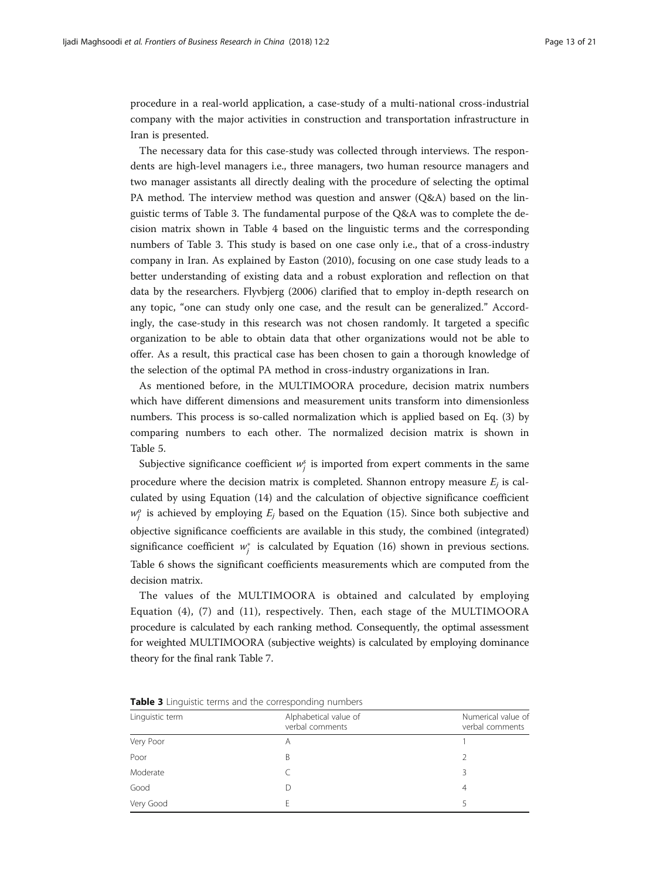procedure in a real-world application, a case-study of a multi-national cross-industrial company with the major activities in construction and transportation infrastructure in Iran is presented.

The necessary data for this case-study was collected through interviews. The respondents are high-level managers i.e., three managers, two human resource managers and two manager assistants all directly dealing with the procedure of selecting the optimal PA method. The interview method was question and answer (Q&A) based on the linguistic terms of Table 3. The fundamental purpose of the Q&A was to complete the decision matrix shown in Table 4 based on the linguistic terms and the corresponding numbers of Table 3. This study is based on one case only i.e., that of a cross-industry company in Iran. As explained by Easton (2010), focusing on one case study leads to a better understanding of existing data and a robust exploration and reflection on that data by the researchers. Flyvbjerg (2006) clarified that to employ in-depth research on any topic, "one can study only one case, and the result can be generalized." Accordingly, the case-study in this research was not chosen randomly. It targeted a specific organization to be able to obtain data that other organizations would not be able to offer. As a result, this practical case has been chosen to gain a thorough knowledge of the selection of the optimal PA method in cross-industry organizations in Iran.

As mentioned before, in the MULTIMOORA procedure, decision matrix numbers which have different dimensions and measurement units transform into dimensionless numbers. This process is so-called normalization which is applied based on Eq. (3) by comparing numbers to each other. The normalized decision matrix is shown in Table 5.

Subjective significance coefficient $w_j^s$ is imported from expert comments in the same procedure where the decision matrix is completed. Shannon entropy measure $E_j$ is calculated by using Equation (14) and the calculation of objective significance coefficient $w_j^o$ is achieved by employing $E_j$ based on the Equation (15). Since both subjective and objective significance coefficients are available in this study, the combined (integrated) significance coefficient $w_j^*$ is calculated by Equation (16) shown in previous sections. Table 6 shows the significant coefficients measurements which are computed from the decision matrix.

The values of the MULTIMOORA is obtained and calculated by employing Equation (4), (7) and (11), respectively. Then, each stage of the MULTIMOORA procedure is calculated by each ranking method. Consequently, the optimal assessment for weighted MULTIMOORA (subjective weights) is calculated by employing dominance theory for the final rank Table 7.

**Table 3** Linguistic terms and the corresponding numbers

| Linguistic term | Alphabetical value of verbal comments | Numerical value of verbal comments |
|---|---|---|
| Very Poor | A | 1 |
| Poor | B | 2 |
| Moderate | C | 3 |
| Good | D | 4 |
| Very Good | E | 5 |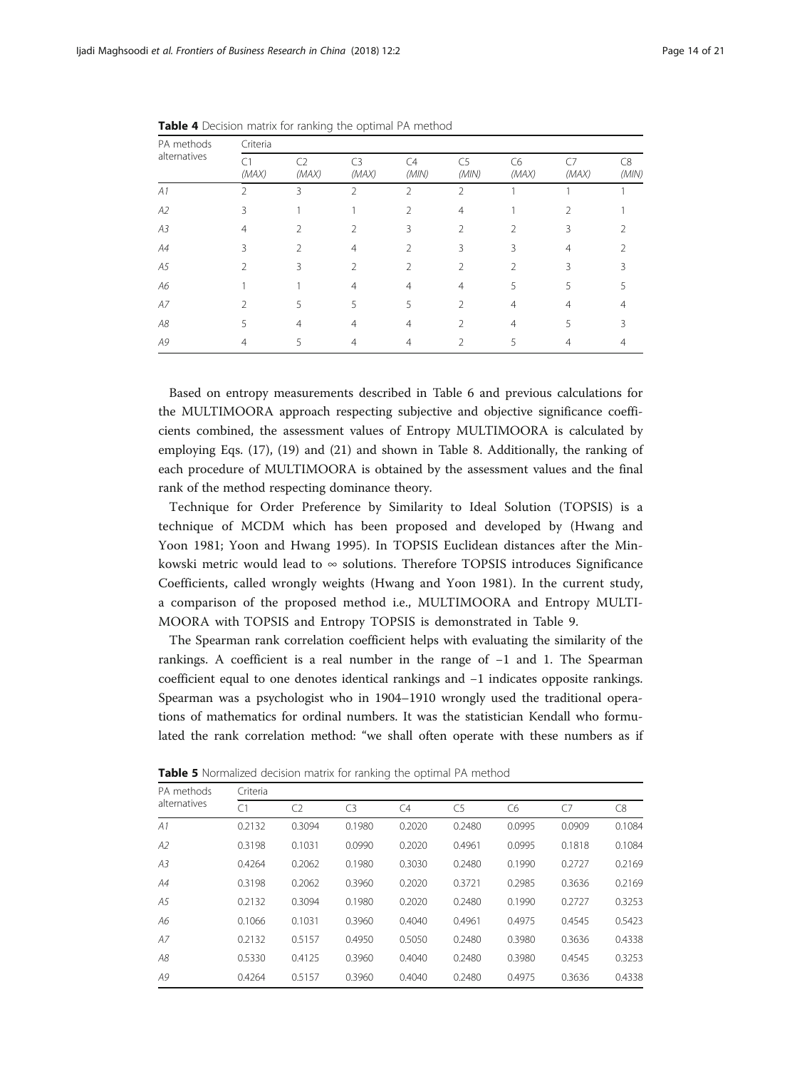**Table 4** Decision matrix for ranking the optimal PA method

| PA methods alternatives | Criteria | | | | | | | |
|---|---|---|---|---|---|---|---|---|
| | C1 (MAX) | C2 (MAX) | C3 (MAX) | C4 (MIN) | C5 (MIN) | C6 (MAX) | C7 (MAX) | C8 (MIN) |
| A1 | 2 | 3 | 2 | 2 | 2 | 1 | 1 | 1 |
| A2 | 3 | 1 | 1 | 2 | 4 | 1 | 2 | 1 |
| A3 | 4 | 2 | 2 | 3 | 2 | 2 | 3 | 2 |
| A4 | 3 | 2 | 4 | 2 | 3 | 3 | 4 | 2 |
| A5 | 2 | 3 | 2 | 2 | 2 | 2 | 3 | 3 |
| A6 | 1 | 1 | 4 | 4 | 4 | 5 | 5 | 5 |
| A7 | 2 | 5 | 5 | 5 | 2 | 4 | 4 | 4 |
| A8 | 5 | 4 | 4 | 4 | 2 | 4 | 5 | 3 |
| A9 | 4 | 5 | 4 | 4 | 2 | 5 | 4 | 4 |

Based on entropy measurements described in Table 6 and previous calculations for the MULTIMOORA approach respecting subjective and objective significance coefficients combined, the assessment values of Entropy MULTIMOORA is calculated by employing Eqs. (17), (19) and (21) and shown in Table 8. Additionally, the ranking of each procedure of MULTIMOORA is obtained by the assessment values and the final rank of the method respecting dominance theory.

Technique for Order Preference by Similarity to Ideal Solution (TOPSIS) is a technique of MCDM which has been proposed and developed by (Hwang and Yoon 1981; Yoon and Hwang 1995). In TOPSIS Euclidean distances after the Minkowski metric would lead to $\infty$ solutions. Therefore TOPSIS introduces Significance Coefficients, called wrongly weights (Hwang and Yoon 1981). In the current study, a comparison of the proposed method i.e., MULTIMOORA and Entropy MULTIMOORA with TOPSIS and Entropy TOPSIS is demonstrated in Table 9.

The Spearman rank correlation coefficient helps with evaluating the similarity of the rankings. A coefficient is a real number in the range of −1 and 1. The Spearman coefficient equal to one denotes identical rankings and −1 indicates opposite rankings. Spearman was a psychologist who in 1904–1910 wrongly used the traditional operations of mathematics for ordinal numbers. It was the statistician Kendall who formulated the rank correlation method: "we shall often operate with these numbers as if

**Table 5** Normalized decision matrix for ranking the optimal PA method

| PA methods alternatives | Criteria | | | | | | | |
|---|---|---|---|---|---|---|---|---|
| | C1 | C2 | C3 | C4 | C5 | C6 | C7 | C8 |
| A1 | 0.2132 | 0.3094 | 0.1980 | 0.2020 | 0.2480 | 0.0995 | 0.0909 | 0.1084 |
| A2 | 0.3198 | 0.1031 | 0.0990 | 0.2020 | 0.4961 | 0.0995 | 0.1818 | 0.1084 |
| A3 | 0.4264 | 0.2062 | 0.1980 | 0.3030 | 0.2480 | 0.1990 | 0.2727 | 0.2169 |
| A4 | 0.3198 | 0.2062 | 0.3960 | 0.2020 | 0.3721 | 0.2985 | 0.3636 | 0.2169 |
| A5 | 0.2132 | 0.3094 | 0.1980 | 0.2020 | 0.2480 | 0.1990 | 0.2727 | 0.3253 |
| A6 | 0.1066 | 0.1031 | 0.3960 | 0.4040 | 0.4961 | 0.4975 | 0.4545 | 0.5423 |
| A7 | 0.2132 | 0.5157 | 0.4950 | 0.5050 | 0.2480 | 0.3980 | 0.3636 | 0.4338 |
| A8 | 0.5330 | 0.4125 | 0.3960 | 0.4040 | 0.2480 | 0.3980 | 0.4545 | 0.3253 |
| A9 | 0.4264 | 0.5157 | 0.3960 | 0.4040 | 0.2480 | 0.4975 | 0.3636 | 0.4338 |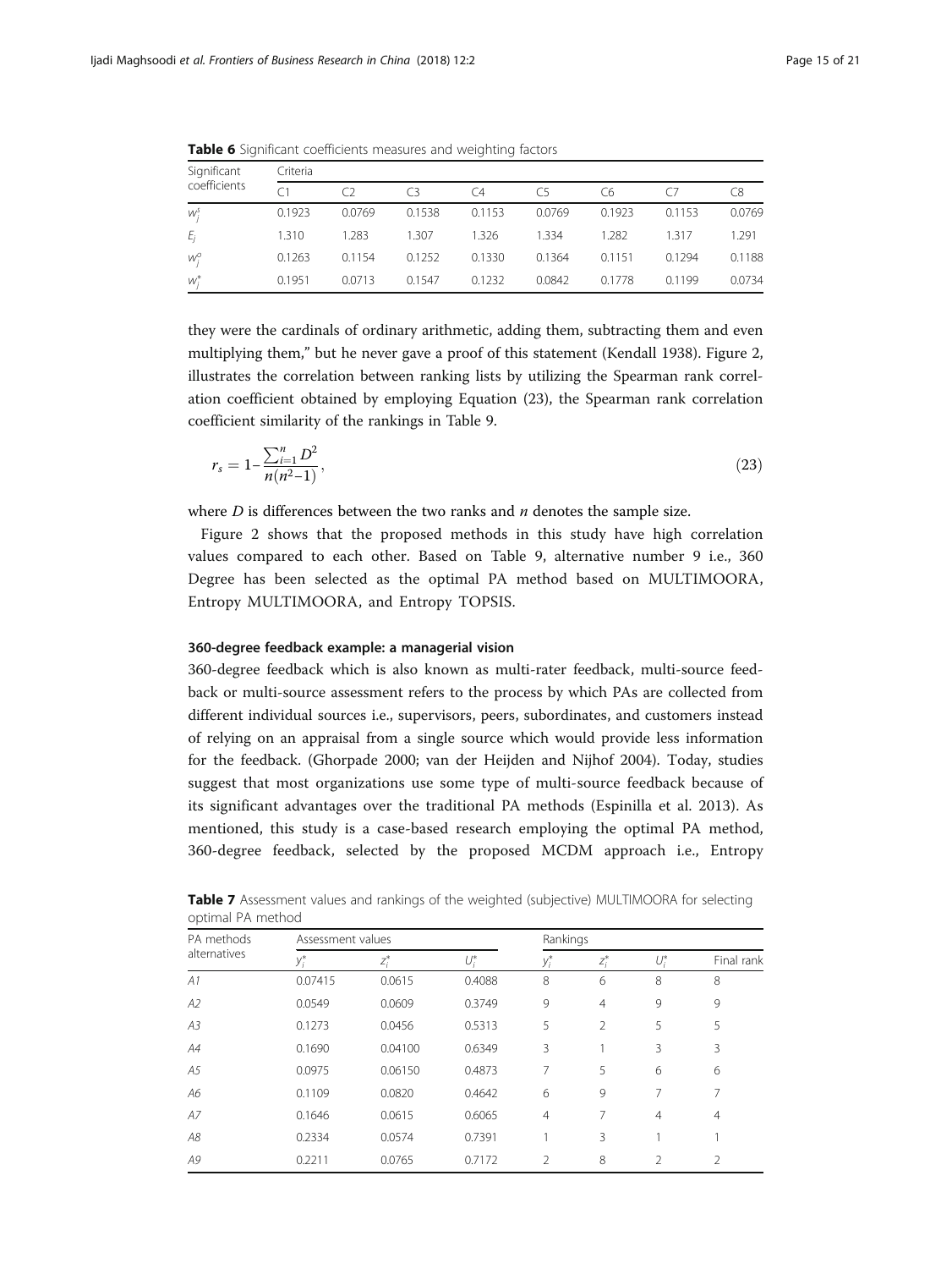**Table 6** Significant coefficients measures and weighting factors

| Significant coefficients | Criteria | | | | | | | |
|---|---|---|---|---|---|---|---|---|
| | C1 | C2 | C3 | C4 | C5 | C6 | C7 | C8 |
| $w_j^s$ | 0.1923 | 0.0769 | 0.1538 | 0.1153 | 0.0769 | 0.1923 | 0.1153 | 0.0769 |
| $E_j$ | 1.310 | 1.283 | 1.307 | 1.326 | 1.334 | 1.282 | 1.317 | 1.291 |
| $w_j^o$ | 0.1263 | 0.1154 | 0.1252 | 0.1330 | 0.1364 | 0.1151 | 0.1294 | 0.1188 |
| $w_j^*$ | 0.1951 | 0.0713 | 0.1547 | 0.1232 | 0.0842 | 0.1778 | 0.1199 | 0.0734 |

they were the cardinals of ordinary arithmetic, adding them, subtracting them and even multiplying them," but he never gave a proof of this statement (Kendall 1938). Figure 2, illustrates the correlation between ranking lists by utilizing the Spearman rank correlation coefficient obtained by employing Equation (23), the Spearman rank correlation coefficient similarity of the rankings in Table 9.

$$r_s = 1 - \frac{\sum_{i=1}^{n} D^2}{n(n^2-1)}, \tag{23}$$

where $D$ is differences between the two ranks and $n$ denotes the sample size.

Figure 2 shows that the proposed methods in this study have high correlation values compared to each other. Based on Table 9, alternative number 9 i.e., 360 Degree has been selected as the optimal PA method based on MULTIMOORA, Entropy MULTIMOORA, and Entropy TOPSIS.

#### 360-degree feedback example: a managerial vision

360-degree feedback which is also known as multi-rater feedback, multi-source feedback or multi-source assessment refers to the process by which PAs are collected from different individual sources i.e., supervisors, peers, subordinates, and customers instead of relying on an appraisal from a single source which would provide less information for the feedback. (Ghorpade 2000; van der Heijden and Nijhof 2004). Today, studies suggest that most organizations use some type of multi-source feedback because of its significant advantages over the traditional PA methods (Espinilla et al. 2013). As mentioned, this study is a case-based research employing the optimal PA method, 360-degree feedback, selected by the proposed MCDM approach i.e., Entropy

**Table 7** Assessment values and rankings of the weighted (subjective) MULTIMOORA for selecting optimal PA method

| PA methods alternatives | Assessment values | | | Rankings | | | |
|---|---|---|---|---|---|---|---|
| | $y_i^*$ | $z_i^*$ | $U_i^*$ | $y_i^*$ | $z_i^*$ | $U_i^*$ | Final rank |
| *A1* | 0.07415 | 0.0615 | 0.4088 | 8 | 6 | 8 | 8 |
| *A2* | 0.0549 | 0.0609 | 0.3749 | 9 | 4 | 9 | 9 |
| *A3* | 0.1273 | 0.0456 | 0.5313 | 5 | 2 | 5 | 5 |
| *A4* | 0.1690 | 0.04100 | 0.6349 | 3 | 1 | 3 | 3 |
| *A5* | 0.0975 | 0.06150 | 0.4873 | 7 | 5 | 6 | 6 |
| *A6* | 0.1109 | 0.0820 | 0.4642 | 6 | 9 | 7 | 7 |
| *A7* | 0.1646 | 0.0615 | 0.6065 | 4 | 7 | 4 | 4 |
| *A8* | 0.2334 | 0.0574 | 0.7391 | 1 | 3 | 1 | 1 |
| *A9* | 0.2211 | 0.0765 | 0.7172 | 2 | 8 | 2 | 2 |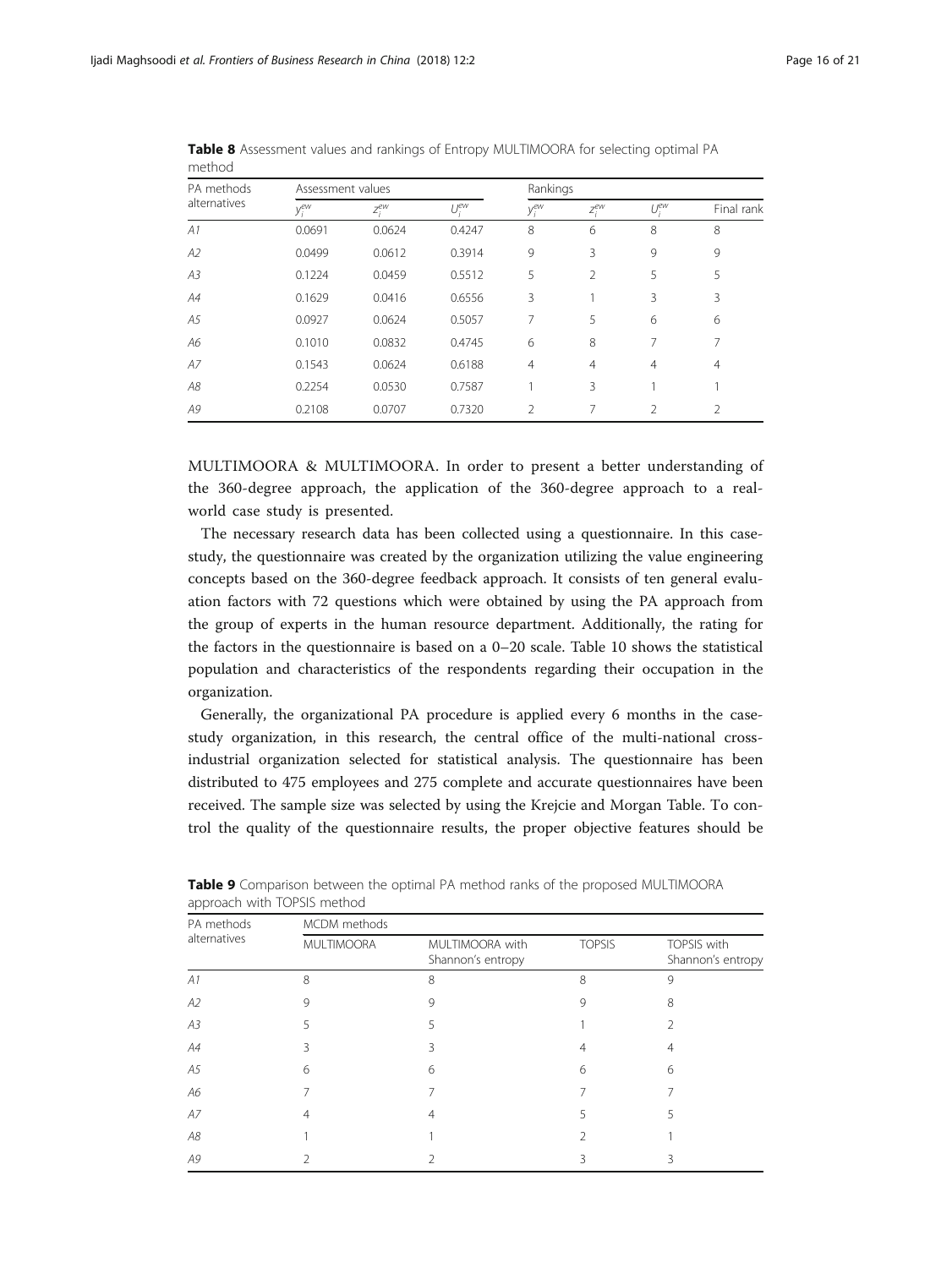**Table 8** Assessment values and rankings of Entropy MULTIMOORA for selecting optimal PA method

| PA methods alternatives | Assessment values | | | Rankings | | | |
|---|---|---|---|---|---|---|---|
| | $y_i^{ew}$ | $z_i^{ew}$ | $U_i^{ew}$ | $y_i^{ew}$ | $z_i^{ew}$ | $U_i^{ew}$ | Final rank |
| *A1* | 0.0691 | 0.0624 | 0.4247 | 8 | 6 | 8 | 8 |
| *A2* | 0.0499 | 0.0612 | 0.3914 | 9 | 3 | 9 | 9 |
| *A3* | 0.1224 | 0.0459 | 0.5512 | 5 | 2 | 5 | 5 |
| *A4* | 0.1629 | 0.0416 | 0.6556 | 3 | 1 | 3 | 3 |
| *A5* | 0.0927 | 0.0624 | 0.5057 | 7 | 5 | 6 | 6 |
| *A6* | 0.1010 | 0.0832 | 0.4745 | 6 | 8 | 7 | 7 |
| *A7* | 0.1543 | 0.0624 | 0.6188 | 4 | 4 | 4 | 4 |
| *A8* | 0.2254 | 0.0530 | 0.7587 | 1 | 3 | 1 | 1 |
| *A9* | 0.2108 | 0.0707 | 0.7320 | 2 | 7 | 2 | 2 |

MULTIMOORA & MULTIMOORA. In order to present a better understanding of the 360-degree approach, the application of the 360-degree approach to a real-world case study is presented.

The necessary research data has been collected using a questionnaire. In this case-study, the questionnaire was created by the organization utilizing the value engineering concepts based on the 360-degree feedback approach. It consists of ten general evaluation factors with 72 questions which were obtained by using the PA approach from the group of experts in the human resource department. Additionally, the rating for the factors in the questionnaire is based on a 0–20 scale. Table 10 shows the statistical population and characteristics of the respondents regarding their occupation in the organization.

Generally, the organizational PA procedure is applied every 6 months in the case-study organization, in this research, the central office of the multi-national cross-industrial organization selected for statistical analysis. The questionnaire has been distributed to 475 employees and 275 complete and accurate questionnaires have been received. The sample size was selected by using the Krejcie and Morgan Table. To control the quality of the questionnaire results, the proper objective features should be

**Table 9** Comparison between the optimal PA method ranks of the proposed MULTIMOORA approach with TOPSIS method

| PA methods alternatives | MCDM methods | | | |
|---|---|---|---|---|
| | MULTIMOORA | MULTIMOORA with Shannon's entropy | TOPSIS | TOPSIS with Shannon's entropy |
| *A1* | 8 | 8 | 8 | 9 |
| *A2* | 9 | 9 | 9 | 8 |
| *A3* | 5 | 5 | 1 | 2 |
| *A4* | 3 | 3 | 4 | 4 |
| *A5* | 6 | 6 | 6 | 6 |
| *A6* | 7 | 7 | 7 | 7 |
| *A7* | 4 | 4 | 5 | 5 |
| *A8* | 1 | 1 | 2 | 1 |
| *A9* | 2 | 2 | 3 | 3 |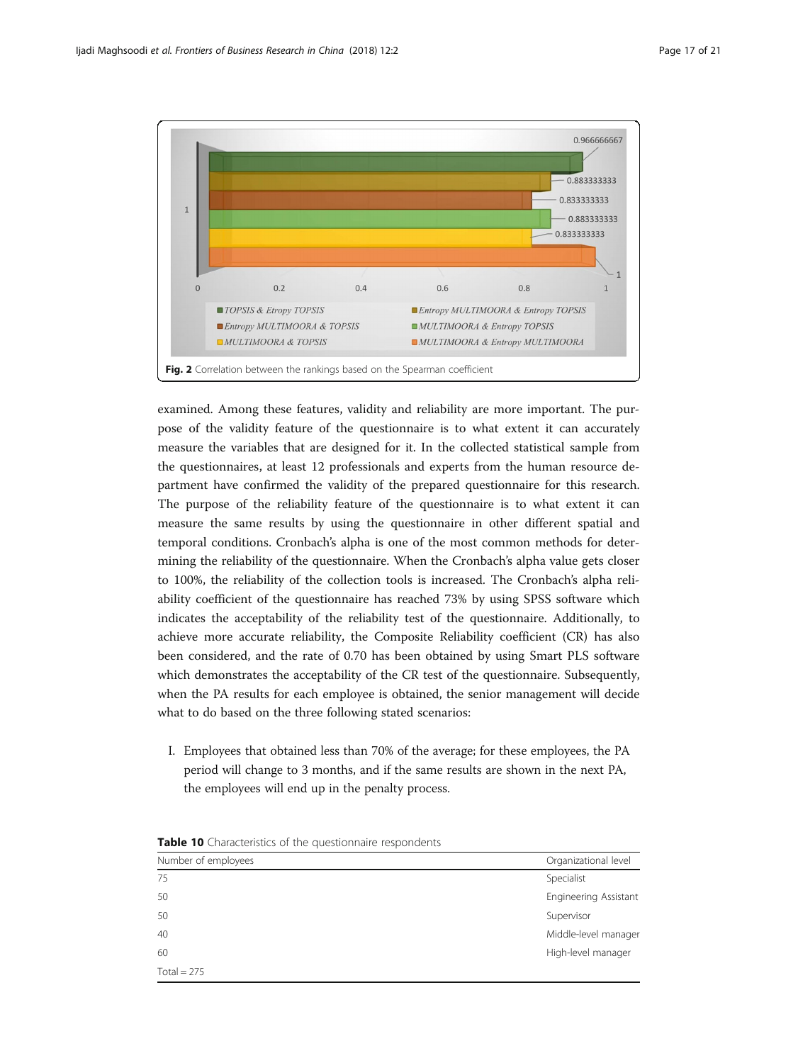Fig. 2 Correlation between the rankings based on the Spearman coefficient

examined. Among these features, validity and reliability are more important. The purpose of the validity feature of the questionnaire is to what extent it can accurately measure the variables that are designed for it. In the collected statistical sample from the questionnaires, at least 12 professionals and experts from the human resource department have confirmed the validity of the prepared questionnaire for this research. The purpose of the reliability feature of the questionnaire is to what extent it can measure the same results by using the questionnaire in other different spatial and temporal conditions. Cronbach's alpha is one of the most common methods for determining the reliability of the questionnaire. When the Cronbach's alpha value gets closer to 100%, the reliability of the collection tools is increased. The Cronbach's alpha reliability coefficient of the questionnaire has reached 73% by using SPSS software which indicates the acceptability of the reliability test of the questionnaire. Additionally, to achieve more accurate reliability, the Composite Reliability coefficient (CR) has also been considered, and the rate of 0.70 has been obtained by using Smart PLS software which demonstrates the acceptability of the CR test of the questionnaire. Subsequently, when the PA results for each employee is obtained, the senior management will decide what to do based on the three following stated scenarios:

I. Employees that obtained less than 70% of the average; for these employees, the PA period will change to 3 months, and if the same results are shown in the next PA, the employees will end up in the penalty process.

**Table 10** Characteristics of the questionnaire respondents

| Number of employees | Organizational level |
|---|---|
| 75 | Specialist |
| 50 | Engineering Assistant |
| 50 | Supervisor |
| 40 | Middle-level manager |
| 60 | High-level manager |
| Total = 275 | |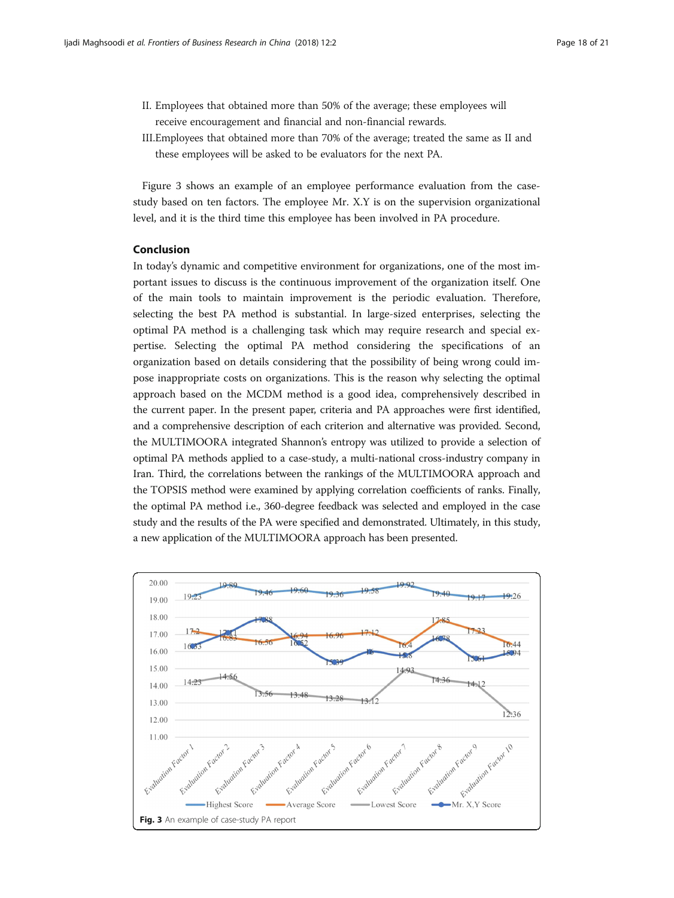II. Employees that obtained more than 50% of the average; these employees will receive encouragement and financial and non-financial rewards.

III. Employees that obtained more than 70% of the average; treated the same as II and these employees will be asked to be evaluators for the next PA.

Figure 3 shows an example of an employee performance evaluation from the case-study based on ten factors. The employee Mr. X.Y is on the supervision organizational level, and it is the third time this employee has been involved in PA procedure.

## Conclusion

In today's dynamic and competitive environment for organizations, one of the most important issues to discuss is the continuous improvement of the organization itself. One of the main tools to maintain improvement is the periodic evaluation. Therefore, selecting the best PA method is substantial. In large-sized enterprises, selecting the optimal PA method is a challenging task which may require research and special expertise. Selecting the optimal PA method considering the specifications of an organization based on details considering that the possibility of being wrong could impose inappropriate costs on organizations. This is the reason why selecting the optimal approach based on the MCDM method is a good idea, comprehensively described in the current paper. In the present paper, criteria and PA approaches were first identified, and a comprehensive description of each criterion and alternative was provided. Second, the MULTIMOORA integrated Shannon's entropy was utilized to provide a selection of optimal PA methods applied to a case-study, a multi-national cross-industry company in Iran. Third, the correlations between the rankings of the MULTIMOORA approach and the TOPSIS method were examined by applying correlation coefficients of ranks. Finally, the optimal PA method i.e., 360-degree feedback was selected and employed in the case study and the results of the PA were specified and demonstrated. Ultimately, in this study, a new application of the MULTIMOORA approach has been presented.

| | Evaluation Factor 1 | Evaluation Factor 2 | Evaluation Factor 3 | Evaluation Factor 4 | Evaluation Factor 5 | Evaluation Factor 6 | Evaluation Factor 7 | Evaluation Factor 8 | Evaluation Factor 9 | Evaluation Factor 10 |
|---|---|---|---|---|---|---|---|---|---|---|
| Highest Score | 19.23 | 19.89 | 19.46 | 19.60 | 19.36 | 19.58 | 19.92 | 19.40 | 19.17 | 19.26 |
| Average Score | 17.2 | 16.83 | 16.56 | 16.94 | 16.96 | 17.12 | 16.4 | 17.85 | 17.23 | 16.44 |
| Lowest Score | 14.23 | 14.56 | 13.56 | 13.48 | 13.28 | 13.12 | 14.93 | 14.36 | 14.12 | 12.36 |
| Mr. X,Y Score | 16.33 | 17.11 | 17.88 | 16.52 | 15.39 | 16 | 15.8 | 16.78 | 15.61 | 15.94 |

Fig. 3 An example of case-study PA report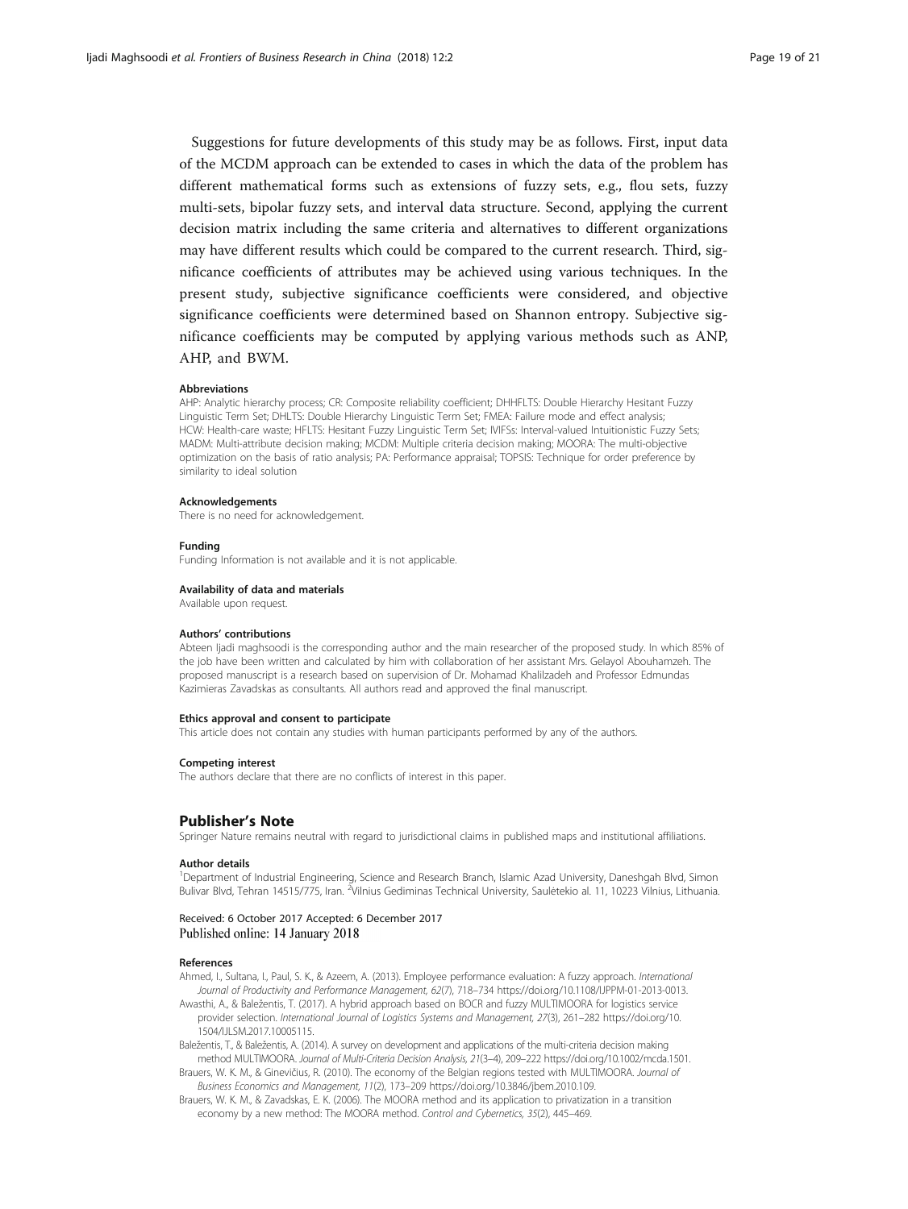Suggestions for future developments of this study may be as follows. First, input data of the MCDM approach can be extended to cases in which the data of the problem has different mathematical forms such as extensions of fuzzy sets, e.g., flou sets, fuzzy multi-sets, bipolar fuzzy sets, and interval data structure. Second, applying the current decision matrix including the same criteria and alternatives to different organizations may have different results which could be compared to the current research. Third, significance coefficients of attributes may be achieved using various techniques. In the present study, subjective significance coefficients were considered, and objective significance coefficients were determined based on Shannon entropy. Subjective significance coefficients may be computed by applying various methods such as ANP, AHP, and BWM.

#### Abbreviations

AHP: Analytic hierarchy process; CR: Composite reliability coefficient; DHHFLTS: Double Hierarchy Hesitant Fuzzy Linguistic Term Set; DHLTS: Double Hierarchy Linguistic Term Set; FMEA: Failure mode and effect analysis; HCW: Health-care waste; HFLTS: Hesitant Fuzzy Linguistic Term Set; IVIFSs: Interval-valued Intuitionistic Fuzzy Sets; MADM: Multi-attribute decision making; MCDM: Multiple criteria decision making; MOORA: The multi-objective optimization on the basis of ratio analysis; PA: Performance appraisal; TOPSIS: Technique for order preference by similarity to ideal solution

#### Acknowledgements

There is no need for acknowledgement.

#### Funding

Funding Information is not available and it is not applicable.

#### Availability of data and materials

Available upon request.

#### Authors' contributions

Abteen Ijadi maghsoodi is the corresponding author and the main researcher of the proposed study. In which 85% of the job have been written and calculated by him with collaboration of her assistant Mrs. Gelayol Abouhamzeh. The proposed manuscript is a research based on supervision of Dr. Mohamad Khalilzadeh and Professor Edmundas Kazimieras Zavadskas as consultants. All authors read and approved the final manuscript.

#### Ethics approval and consent to participate

This article does not contain any studies with human participants performed by any of the authors.

#### Competing interest

The authors declare that there are no conflicts of interest in this paper.

## Publisher's Note

Springer Nature remains neutral with regard to jurisdictional claims in published maps and institutional affiliations.

#### Author details

[1]Department of Industrial Engineering, Science and Research Branch, Islamic Azad University, Daneshgah Blvd, Simon Bulivar Blvd, Tehran 14515/775, Iran. [2]Vilnius Gediminas Technical University, Saulėtekio al. 11, 10223 Vilnius, Lithuania.

Received: 6 October 2017 Accepted: 6 December 2017
Published online: 14 January 2018

#### References

Ahmed, I., Sultana, I., Paul, S. K., & Azeem, A. (2013). Employee performance evaluation: A fuzzy approach. *International Journal of Productivity and Performance Management, 62*(7), 718–734 https://doi.org/10.1108/IJPPM-01-2013-0013.

Awasthi, A., & Baležentis, T. (2017). A hybrid approach based on BOCR and fuzzy MULTIMOORA for logistics service provider selection. *International Journal of Logistics Systems and Management, 27*(3), 261–282 https://doi.org/10.1504/IJLSM.2017.10005115.

Baležentis, T., & Baležentis, A. (2014). A survey on development and applications of the multi-criteria decision making method MULTIMOORA. *Journal of Multi-Criteria Decision Analysis, 21*(3–4), 209–222 https://doi.org/10.1002/mcda.1501.

Brauers, W. K. M., & Ginevičius, R. (2010). The economy of the Belgian regions tested with MULTIMOORA. *Journal of Business Economics and Management, 11*(2), 173–209 https://doi.org/10.3846/jbem.2010.109.

Brauers, W. K. M., & Zavadskas, E. K. (2006). The MOORA method and its application to privatization in a transition economy by a new method: The MOORA method. *Control and Cybernetics, 35*(2), 445–469.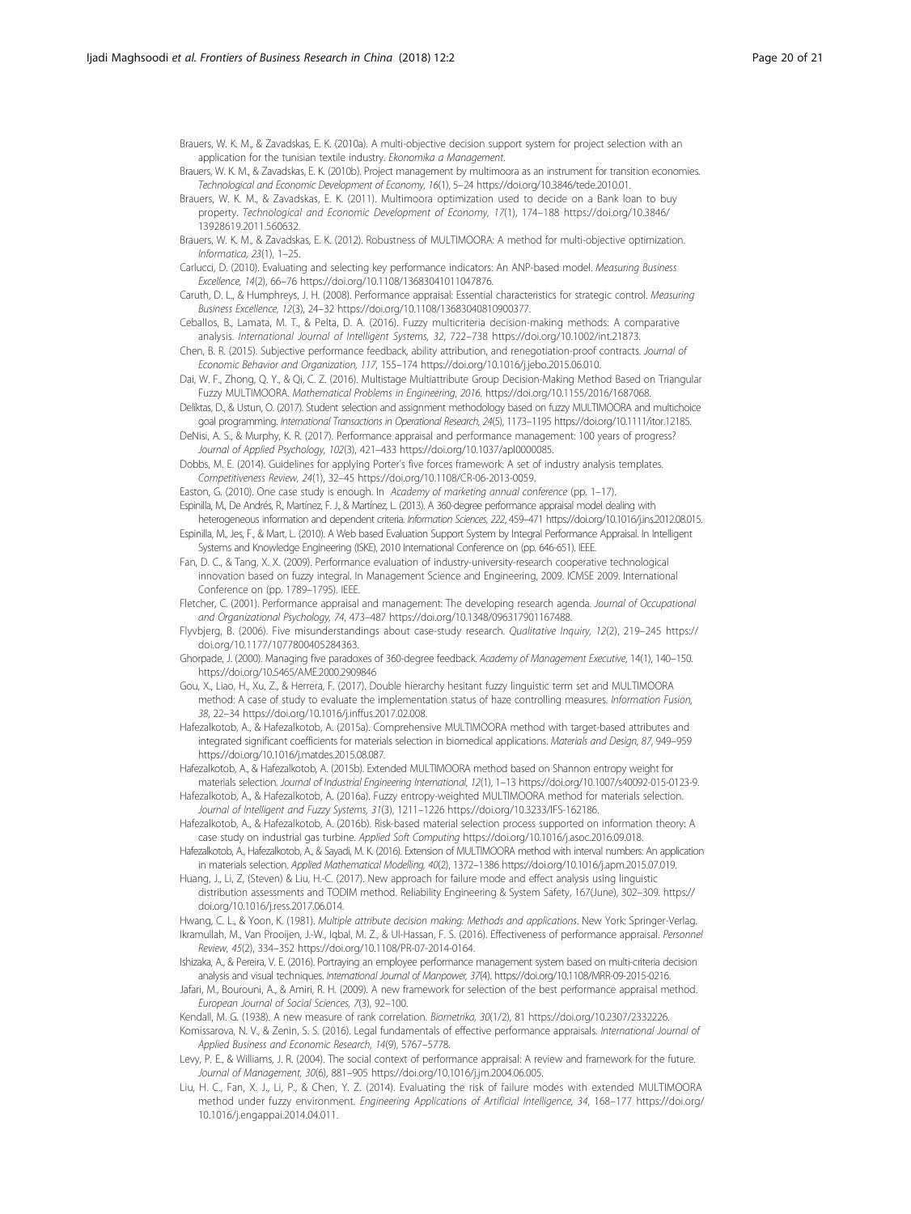Brauers, W. K. M., & Zavadskas, E. K. (2010a). A multi-objective decision support system for project selection with an application for the tunisian textile industry. *Ekonomika a Management*.

Brauers, W. K. M., & Zavadskas, E. K. (2010b). Project management by multimoora as an instrument for transition economies. *Technological and Economic Development of Economy, 16*(1), 5–24 https://doi.org/10.3846/tede.2010.01.

Brauers, W. K. M., & Zavadskas, E. K. (2011). Multimoora optimization used to decide on a Bank loan to buy property. *Technological and Economic Development of Economy, 17*(1), 174–188 https://doi.org/10.3846/13928619.2011.560632.

Brauers, W. K. M., & Zavadskas, E. K. (2012). Robustness of MULTIMOORA: A method for multi-objective optimization. *Informatica, 23*(1), 1–25.

Carlucci, D. (2010). Evaluating and selecting key performance indicators: An ANP-based model. *Measuring Business Excellence, 14*(2), 66–76 https://doi.org/10.1108/13683041011047876.

Caruth, D. L., & Humphreys, J. H. (2008). Performance appraisal: Essential characteristics for strategic control. *Measuring Business Excellence, 12*(3), 24–32 https://doi.org/10.1108/13683040810900377.

Ceballos, B., Lamata, M. T., & Pelta, D. A. (2016). Fuzzy multicriteria decision-making methods: A comparative analysis. *International Journal of Intelligent Systems, 32*, 722–738 https://doi.org/10.1002/int.21873.

Chen, B. R. (2015). Subjective performance feedback, ability attribution, and renegotiation-proof contracts. *Journal of Economic Behavior and Organization, 117*, 155–174 https://doi.org/10.1016/j.jebo.2015.06.010.

Dai, W. F., Zhong, Q. Y., & Qi, C. Z. (2016). Multistage Multiattribute Group Decision-Making Method Based on Triangular Fuzzy MULTIMOORA. *Mathematical Problems in Engineering, 2016*. https://doi.org/10.1155/2016/1687068.

Deliktas, D., & Ustun, O. (2017). Student selection and assignment methodology based on fuzzy MULTIMOORA and multichoice goal programming. *International Transactions in Operational Research, 24*(5), 1173–1195 https://doi.org/10.1111/itor.12185.

DeNisi, A. S., & Murphy, K. R. (2017). Performance appraisal and performance management: 100 years of progress? *Journal of Applied Psychology, 102*(3), 421–433 https://doi.org/10.1037/apl0000085.

Dobbs, M. E. (2014). Guidelines for applying Porter's five forces framework: A set of industry analysis templates. *Competitiveness Review, 24*(1), 32–45 https://doi.org/10.1108/CR-06-2013-0059.

Easton, G. (2010). One case study is enough. In *Academy of marketing annual conference* (pp. 1–17).

Espinilla, M., De Andrés, R., Martínez, F. J., & Martínez, L. (2013). A 360-degree performance appraisal model dealing with heterogeneous information and dependent criteria. *Information Sciences, 222*, 459–471 https://doi.org/10.1016/j.ins.2012.08.015.

Espinilla, M., Jes, F., & Mart, L. (2010). A Web based Evaluation Support System by Integral Performance Appraisal. In Intelligent Systems and Knowledge Engineering (ISKE), 2010 International Conference on (pp. 646-651). IEEE.

Fan, D. C., & Tang, X. X. (2009). Performance evaluation of industry-university-research cooperative technological innovation based on fuzzy integral. In Management Science and Engineering, 2009. ICMSE 2009. International Conference on (pp. 1789–1795). IEEE.

Fletcher, C. (2001). Performance appraisal and management: The developing research agenda. *Journal of Occupational and Organizational Psychology, 74*, 473–487 https://doi.org/10.1348/096317901167488.

Flyvbjerg, B. (2006). Five misunderstandings about case-study research. *Qualitative Inquiry, 12*(2), 219–245 https://doi.org/10.1177/1077800405284363.

Ghorpade, J. (2000). Managing five paradoxes of 360-degree feedback. *Academy of Management Executive*, 14(1), 140–150. https://doi.org/10.5465/AME.2000.2909846

Gou, X., Liao, H., Xu, Z., & Herrera, F. (2017). Double hierarchy hesitant fuzzy linguistic term set and MULTIMOORA method: A case of study to evaluate the implementation status of haze controlling measures. *Information Fusion, 38*, 22–34 https://doi.org/10.1016/j.inffus.2017.02.008.

Hafezalkotob, A., & Hafezalkotob, A. (2015a). Comprehensive MULTIMOORA method with target-based attributes and integrated significant coefficients for materials selection in biomedical applications. *Materials and Design, 87*, 949–959 https://doi.org/10.1016/j.matdes.2015.08.087.

Hafezalkotob, A., & Hafezalkotob, A. (2015b). Extended MULTIMOORA method based on Shannon entropy weight for materials selection. *Journal of Industrial Engineering International, 12*(1), 1–13 https://doi.org/10.1007/s40092-015-0123-9.

Hafezalkotob, A., & Hafezalkotob, A. (2016a). Fuzzy entropy-weighted MULTIMOORA method for materials selection. *Journal of Intelligent and Fuzzy Systems, 31*(3), 1211–1226 https://doi.org/10.3233/IFS-162186.

Hafezalkotob, A., & Hafezalkotob, A. (2016b). Risk-based material selection process supported on information theory: A case study on industrial gas turbine. *Applied Soft Computing* https://doi.org/10.1016/j.asoc.2016.09.018.

Hafezalkotob, A., Hafezalkotob, A., & Sayadi, M. K. (2016). Extension of MULTIMOORA method with interval numbers: An application in materials selection. *Applied Mathematical Modelling, 40*(2), 1372–1386 https://doi.org/10.1016/j.apm.2015.07.019.

Huang, J., Li, Z, (Steven) & Liu, H.-C. (2017). New approach for failure mode and effect analysis using linguistic distribution assessments and TODIM method. Reliability Engineering & System Safety, 167(June), 302–309. https://doi.org/10.1016/j.ress.2017.06.014.

Hwang, C. L., & Yoon, K. (1981). *Multiple attribute decision making: Methods and applications*. New York: Springer-Verlag.

Ikramullah, M., Van Prooijen, J.-W., Iqbal, M. Z., & Ul-Hassan, F. S. (2016). Effectiveness of performance appraisal. *Personnel Review, 45*(2), 334–352 https://doi.org/10.1108/PR-07-2014-0164.

Ishizaka, A., & Pereira, V. E. (2016). Portraying an employee performance management system based on multi-criteria decision analysis and visual techniques. *International Journal of Manpower, 37*(4). https://doi.org/10.1108/MRR-09-2015-0216.

Jafari, M., Bourouni, A., & Amiri, R. H. (2009). A new framework for selection of the best performance appraisal method. *European Journal of Social Sciences, 7*(3), 92–100.

Kendall, M. G. (1938). A new measure of rank correlation. *Biometrika, 30*(1/2), 81 https://doi.org/10.2307/2332226.

Komissarova, N. V., & Zenin, S. S. (2016). Legal fundamentals of effective performance appraisals. *International Journal of Applied Business and Economic Research, 14*(9), 5767–5778.

Levy, P. E., & Williams, J. R. (2004). The social context of performance appraisal: A review and framework for the future. *Journal of Management, 30*(6), 881–905 https://doi.org/10.1016/j.jm.2004.06.005.

Liu, H. C., Fan, X. J., Li, P., & Chen, Y. Z. (2014). Evaluating the risk of failure modes with extended MULTIMOORA method under fuzzy environment. *Engineering Applications of Artificial Intelligence, 34*, 168–177 https://doi.org/10.1016/j.engappai.2014.04.011.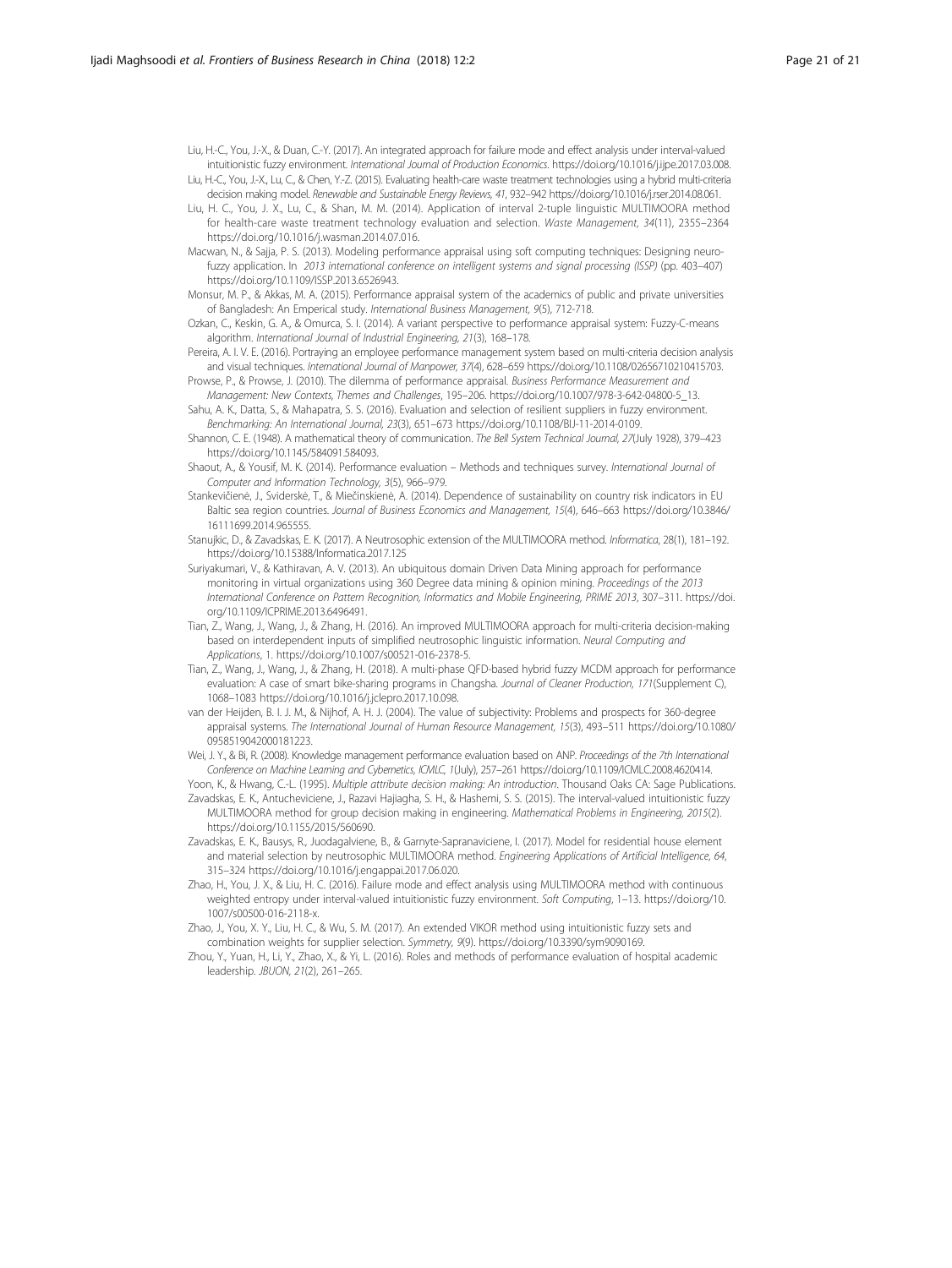Liu, H.-C., You, J.-X., & Duan, C.-Y. (2017). An integrated approach for failure mode and effect analysis under interval-valued intuitionistic fuzzy environment. *International Journal of Production Economics*. https://doi.org/10.1016/j.ijpe.2017.03.008.

Liu, H.-C., You, J.-X., Lu, C., & Chen, Y.-Z. (2015). Evaluating health-care waste treatment technologies using a hybrid multi-criteria decision making model. *Renewable and Sustainable Energy Reviews, 41*, 932–942 https://doi.org/10.1016/j.rser.2014.08.061.

Liu, H. C., You, J. X., Lu, C., & Shan, M. M. (2014). Application of interval 2-tuple linguistic MULTIMOORA method for health-care waste treatment technology evaluation and selection. *Waste Management, 34*(11), 2355–2364 https://doi.org/10.1016/j.wasman.2014.07.016.

Macwan, N., & Sajja, P. S. (2013). Modeling performance appraisal using soft computing techniques: Designing neuro-fuzzy application. In *2013 international conference on intelligent systems and signal processing (ISSP)* (pp. 403–407) https://doi.org/10.1109/ISSP.2013.6526943.

Monsur, M. P., & Akkas, M. A. (2015). Performance appraisal system of the academics of public and private universities of Bangladesh: An Emperical study. *International Business Management, 9*(5), 712-718.

Ozkan, C., Keskin, G. A., & Omurca, S. I. (2014). A variant perspective to performance appraisal system: Fuzzy-C-means algorithm. *International Journal of Industrial Engineering, 21*(3), 168–178.

Pereira, A. I. V. E. (2016). Portraying an employee performance management system based on multi-criteria decision analysis and visual techniques. *International Journal of Manpower, 37*(4), 628–659 https://doi.org/10.1108/02656710210415703.

Prowse, P., & Prowse, J. (2010). The dilemma of performance appraisal. *Business Performance Measurement and Management: New Contexts, Themes and Challenges*, 195–206. https://doi.org/10.1007/978-3-642-04800-5_13.

Sahu, A. K., Datta, S., & Mahapatra, S. S. (2016). Evaluation and selection of resilient suppliers in fuzzy environment. *Benchmarking: An International Journal, 23*(3), 651–673 https://doi.org/10.1108/BIJ-11-2014-0109.

Shannon, C. E. (1948). A mathematical theory of communication. *The Bell System Technical Journal, 27*(July 1928), 379–423 https://doi.org/10.1145/584091.584093.

Shaout, A., & Yousif, M. K. (2014). Performance evaluation – Methods and techniques survey. *International Journal of Computer and Information Technology, 3*(5), 966–979.

Stankevičienė, J., Sviderskė, T., & Miečinskienė, A. (2014). Dependence of sustainability on country risk indicators in EU Baltic sea region countries. *Journal of Business Economics and Management, 15*(4), 646–663 https://doi.org/10.3846/16111699.2014.965555.

Stanujkic, D., & Zavadskas, E. K. (2017). A Neutrosophic extension of the MULTIMOORA method. *Informatica*, 28(1), 181–192. https://doi.org/10.15388/Informatica.2017.125

Suriyakumari, V., & Kathiravan, A. V. (2013). An ubiquitous domain Driven Data Mining approach for performance monitoring in virtual organizations using 360 Degree data mining & opinion mining. *Proceedings of the 2013 International Conference on Pattern Recognition, Informatics and Mobile Engineering, PRIME 2013*, 307–311. https://doi.org/10.1109/ICPRIME.2013.6496491.

Tian, Z., Wang, J., Wang, J., & Zhang, H. (2016). An improved MULTIMOORA approach for multi-criteria decision-making based on interdependent inputs of simplified neutrosophic linguistic information. *Neural Computing and Applications*, 1. https://doi.org/10.1007/s00521-016-2378-5.

Tian, Z., Wang, J., Wang, J., & Zhang, H. (2018). A multi-phase QFD-based hybrid fuzzy MCDM approach for performance evaluation: A case of smart bike-sharing programs in Changsha. *Journal of Cleaner Production, 171*(Supplement C), 1068–1083 https://doi.org/10.1016/j.jclepro.2017.10.098.

van der Heijden, B. I. J. M., & Nijhof, A. H. J. (2004). The value of subjectivity: Problems and prospects for 360-degree appraisal systems. *The International Journal of Human Resource Management, 15*(3), 493–511 https://doi.org/10.1080/0958519042000181223.

Wei, J. Y., & Bi, R. (2008). Knowledge management performance evaluation based on ANP. *Proceedings of the 7th International Conference on Machine Learning and Cybernetics, ICMLC, 1*(July), 257–261 https://doi.org/10.1109/ICMLC.2008.4620414.

Yoon, K., & Hwang, C.-L. (1995). *Multiple attribute decision making: An introduction*. Thousand Oaks CA: Sage Publications.

Zavadskas, E. K., Antucheviciene, J., Razavi Hajiagha, S. H., & Hashemi, S. S. (2015). The interval-valued intuitionistic fuzzy MULTIMOORA method for group decision making in engineering. *Mathematical Problems in Engineering, 2015*(2). https://doi.org/10.1155/2015/560690.

Zavadskas, E. K., Bausys, R., Juodagalviene, B., & Garnyte-Sapranaviciene, I. (2017). Model for residential house element and material selection by neutrosophic MULTIMOORA method. *Engineering Applications of Artificial Intelligence, 64*, 315–324 https://doi.org/10.1016/j.engappai.2017.06.020.

Zhao, H., You, J. X., & Liu, H. C. (2016). Failure mode and effect analysis using MULTIMOORA method with continuous weighted entropy under interval-valued intuitionistic fuzzy environment. *Soft Computing*, 1–13. https://doi.org/10.1007/s00500-016-2118-x.

Zhao, J., You, X. Y., Liu, H. C., & Wu, S. M. (2017). An extended VIKOR method using intuitionistic fuzzy sets and combination weights for supplier selection. *Symmetry, 9*(9). https://doi.org/10.3390/sym9090169.

Zhou, Y., Yuan, H., Li, Y., Zhao, X., & Yi, L. (2016). Roles and methods of performance evaluation of hospital academic leadership. *JBUON, 21*(2), 261–265.